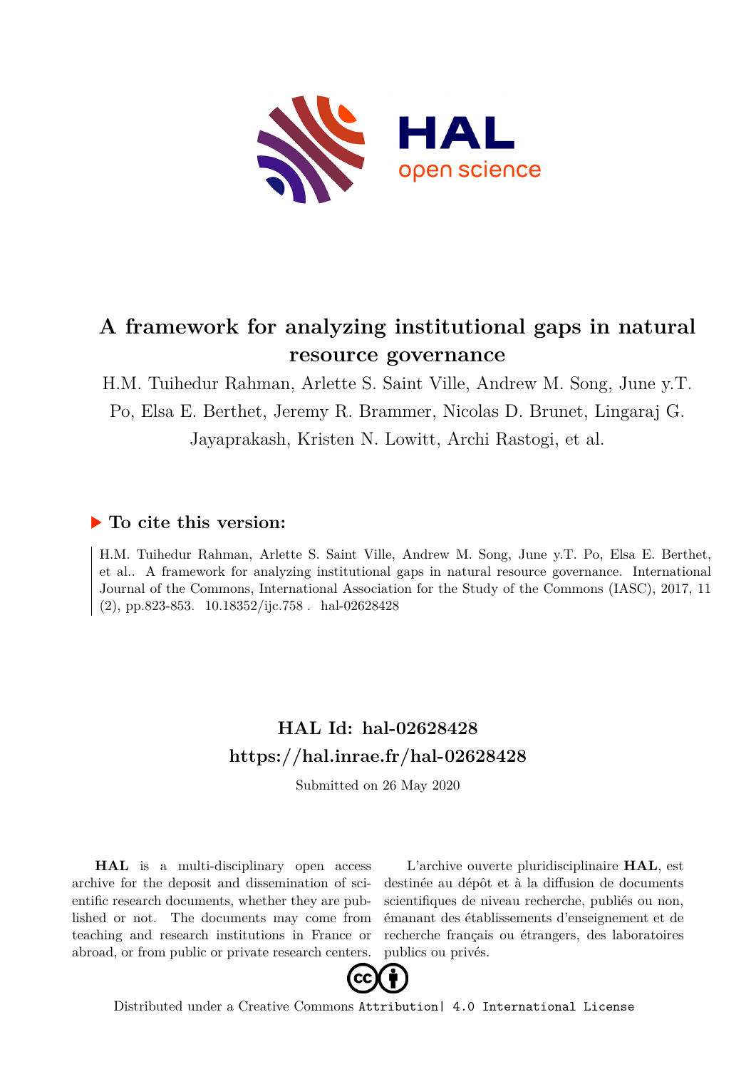# A framework for analyzing institutional gaps in natural resource governance

H.M. Tuihedur Rahman, Arlette S. Saint Ville, Andrew M. Song, June y.T. Po, Elsa E. Berthet, Jeremy R. Brammer, Nicolas D. Brunet, Lingaraj G. Jayaprakash, Kristen N. Lowitt, Archi Rastogi, et al.

## ▶ To cite this version:

H.M. Tuihedur Rahman, Arlette S. Saint Ville, Andrew M. Song, June y.T. Po, Elsa E. Berthet, et al.. A framework for analyzing institutional gaps in natural resource governance. International Journal of the Commons, International Association for the Study of the Commons (IASC), 2017, 11 (2), pp.823-853. 10.18352/ijc.758 . hal-02628428

## HAL Id: hal-02628428
## https://hal.inrae.fr/hal-02628428

Submitted on 26 May 2020

**HAL** is a multi-disciplinary open access archive for the deposit and dissemination of scientific research documents, whether they are published or not. The documents may come from teaching and research institutions in France or abroad, or from public or private research centers.

L'archive ouverte pluridisciplinaire **HAL**, est destinée au dépôt et à la diffusion de documents scientifiques de niveau recherche, publiés ou non, émanant des établissements d'enseignement et de recherche français ou étrangers, des laboratoires publics ou privés.

Distributed under a Creative Commons Attribution| 4.0 International License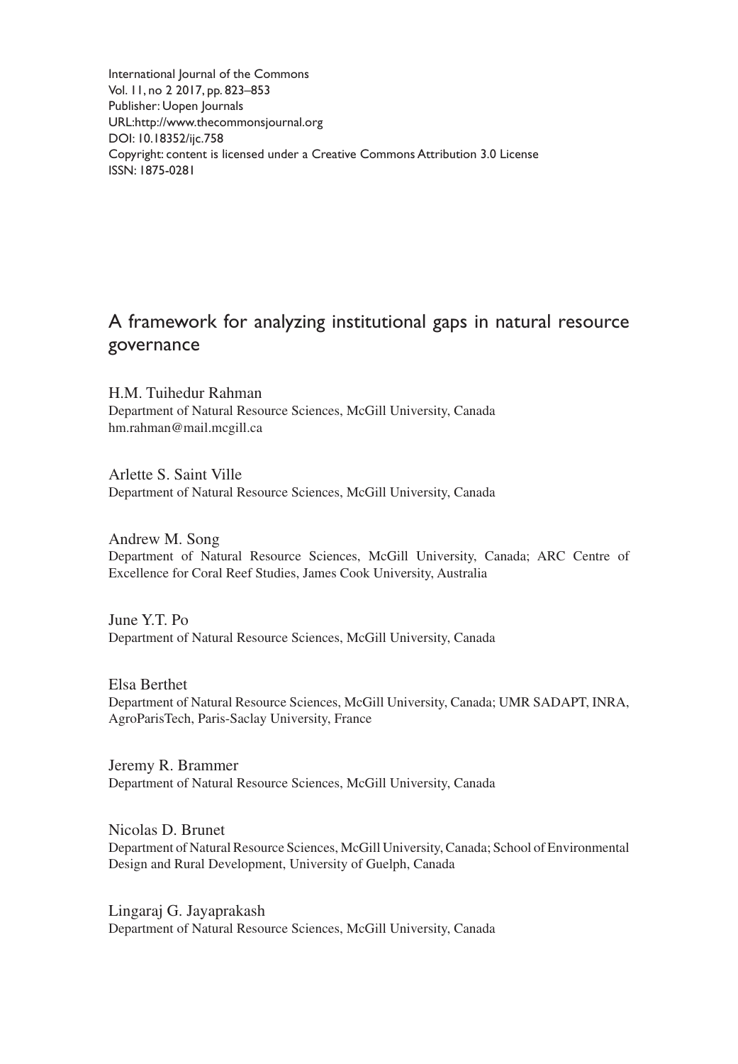International Journal of the Commons
Vol. 11, no 2 2017, pp. 823–853
Publisher: Uopen Journals
URL:http://www.thecommonsjournal.org
DOI: 10.18352/ijc.758
Copyright: content is licensed under a Creative Commons Attribution 3.0 License
ISSN: 1875-0281

# A framework for analyzing institutional gaps in natural resource governance

H.M. Tuihedur Rahman
Department of Natural Resource Sciences, McGill University, Canada
hm.rahman@mail.mcgill.ca

Arlette S. Saint Ville
Department of Natural Resource Sciences, McGill University, Canada

Andrew M. Song
Department of Natural Resource Sciences, McGill University, Canada; ARC Centre of Excellence for Coral Reef Studies, James Cook University, Australia

June Y.T. Po
Department of Natural Resource Sciences, McGill University, Canada

Elsa Berthet
Department of Natural Resource Sciences, McGill University, Canada; UMR SADAPT, INRA, AgroParisTech, Paris-Saclay University, France

Jeremy R. Brammer
Department of Natural Resource Sciences, McGill University, Canada

Nicolas D. Brunet
Department of Natural Resource Sciences, McGill University, Canada; School of Environmental Design and Rural Development, University of Guelph, Canada

Lingaraj G. Jayaprakash
Department of Natural Resource Sciences, McGill University, Canada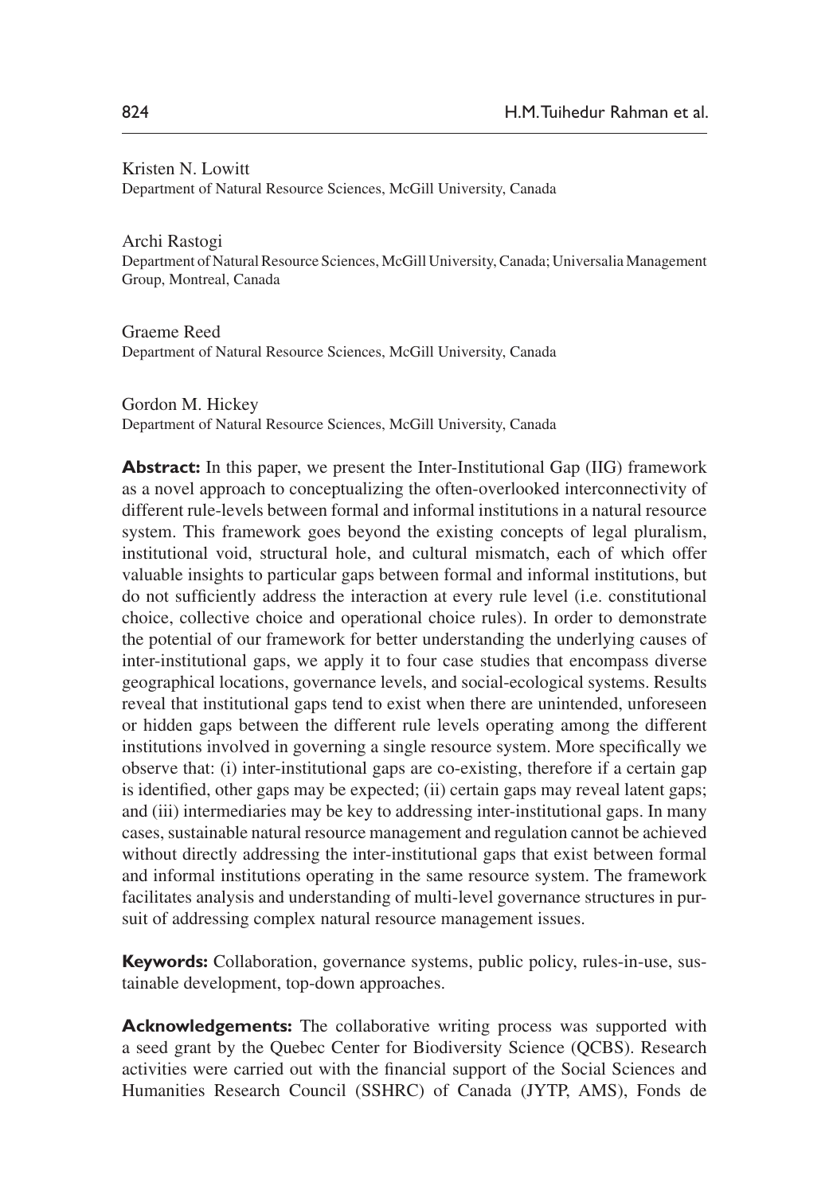Kristen N. Lowitt
Department of Natural Resource Sciences, McGill University, Canada

Archi Rastogi
Department of Natural Resource Sciences, McGill University, Canada; Universalia Management Group, Montreal, Canada

Graeme Reed
Department of Natural Resource Sciences, McGill University, Canada

Gordon M. Hickey
Department of Natural Resource Sciences, McGill University, Canada

**Abstract:** In this paper, we present the Inter-Institutional Gap (IIG) framework as a novel approach to conceptualizing the often-overlooked interconnectivity of different rule-levels between formal and informal institutions in a natural resource system. This framework goes beyond the existing concepts of legal pluralism, institutional void, structural hole, and cultural mismatch, each of which offer valuable insights to particular gaps between formal and informal institutions, but do not sufficiently address the interaction at every rule level (i.e. constitutional choice, collective choice and operational choice rules). In order to demonstrate the potential of our framework for better understanding the underlying causes of inter-institutional gaps, we apply it to four case studies that encompass diverse geographical locations, governance levels, and social-ecological systems. Results reveal that institutional gaps tend to exist when there are unintended, unforeseen or hidden gaps between the different rule levels operating among the different institutions involved in governing a single resource system. More specifically we observe that: (i) inter-institutional gaps are co-existing, therefore if a certain gap is identified, other gaps may be expected; (ii) certain gaps may reveal latent gaps; and (iii) intermediaries may be key to addressing inter-institutional gaps. In many cases, sustainable natural resource management and regulation cannot be achieved without directly addressing the inter-institutional gaps that exist between formal and informal institutions operating in the same resource system. The framework facilitates analysis and understanding of multi-level governance structures in pursuit of addressing complex natural resource management issues.

**Keywords:** Collaboration, governance systems, public policy, rules-in-use, sustainable development, top-down approaches.

**Acknowledgements:** The collaborative writing process was supported with a seed grant by the Quebec Center for Biodiversity Science (QCBS). Research activities were carried out with the financial support of the Social Sciences and Humanities Research Council (SSHRC) of Canada (JYTP, AMS), Fonds de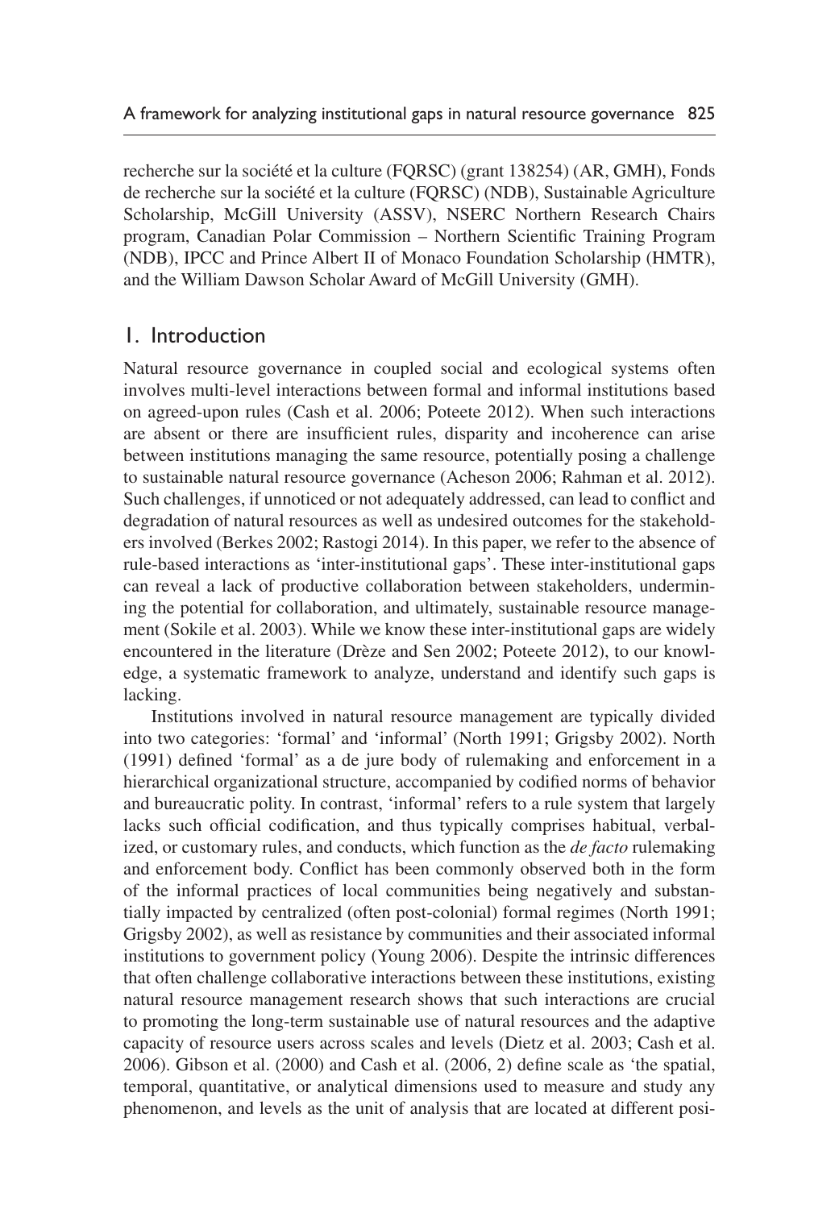recherche sur la société et la culture (FQRSC) (grant 138254) (AR, GMH), Fonds de recherche sur la société et la culture (FQRSC) (NDB), Sustainable Agriculture Scholarship, McGill University (ASSV), NSERC Northern Research Chairs program, Canadian Polar Commission – Northern Scientific Training Program (NDB), IPCC and Prince Albert II of Monaco Foundation Scholarship (HMTR), and the William Dawson Scholar Award of McGill University (GMH).

## 1. Introduction

Natural resource governance in coupled social and ecological systems often involves multi-level interactions between formal and informal institutions based on agreed-upon rules (Cash et al. 2006; Poteete 2012). When such interactions are absent or there are insufficient rules, disparity and incoherence can arise between institutions managing the same resource, potentially posing a challenge to sustainable natural resource governance (Acheson 2006; Rahman et al. 2012). Such challenges, if unnoticed or not adequately addressed, can lead to conflict and degradation of natural resources as well as undesired outcomes for the stakeholders involved (Berkes 2002; Rastogi 2014). In this paper, we refer to the absence of rule-based interactions as 'inter-institutional gaps'. These inter-institutional gaps can reveal a lack of productive collaboration between stakeholders, undermining the potential for collaboration, and ultimately, sustainable resource management (Sokile et al. 2003). While we know these inter-institutional gaps are widely encountered in the literature (Drèze and Sen 2002; Poteete 2012), to our knowledge, a systematic framework to analyze, understand and identify such gaps is lacking.

Institutions involved in natural resource management are typically divided into two categories: 'formal' and 'informal' (North 1991; Grigsby 2002). North (1991) defined 'formal' as a de jure body of rulemaking and enforcement in a hierarchical organizational structure, accompanied by codified norms of behavior and bureaucratic polity. In contrast, 'informal' refers to a rule system that largely lacks such official codification, and thus typically comprises habitual, verbalized, or customary rules, and conducts, which function as the *de facto* rulemaking and enforcement body. Conflict has been commonly observed both in the form of the informal practices of local communities being negatively and substantially impacted by centralized (often post-colonial) formal regimes (North 1991; Grigsby 2002), as well as resistance by communities and their associated informal institutions to government policy (Young 2006). Despite the intrinsic differences that often challenge collaborative interactions between these institutions, existing natural resource management research shows that such interactions are crucial to promoting the long-term sustainable use of natural resources and the adaptive capacity of resource users across scales and levels (Dietz et al. 2003; Cash et al. 2006). Gibson et al. (2000) and Cash et al. (2006, 2) define scale as 'the spatial, temporal, quantitative, or analytical dimensions used to measure and study any phenomenon, and levels as the unit of analysis that are located at different posi-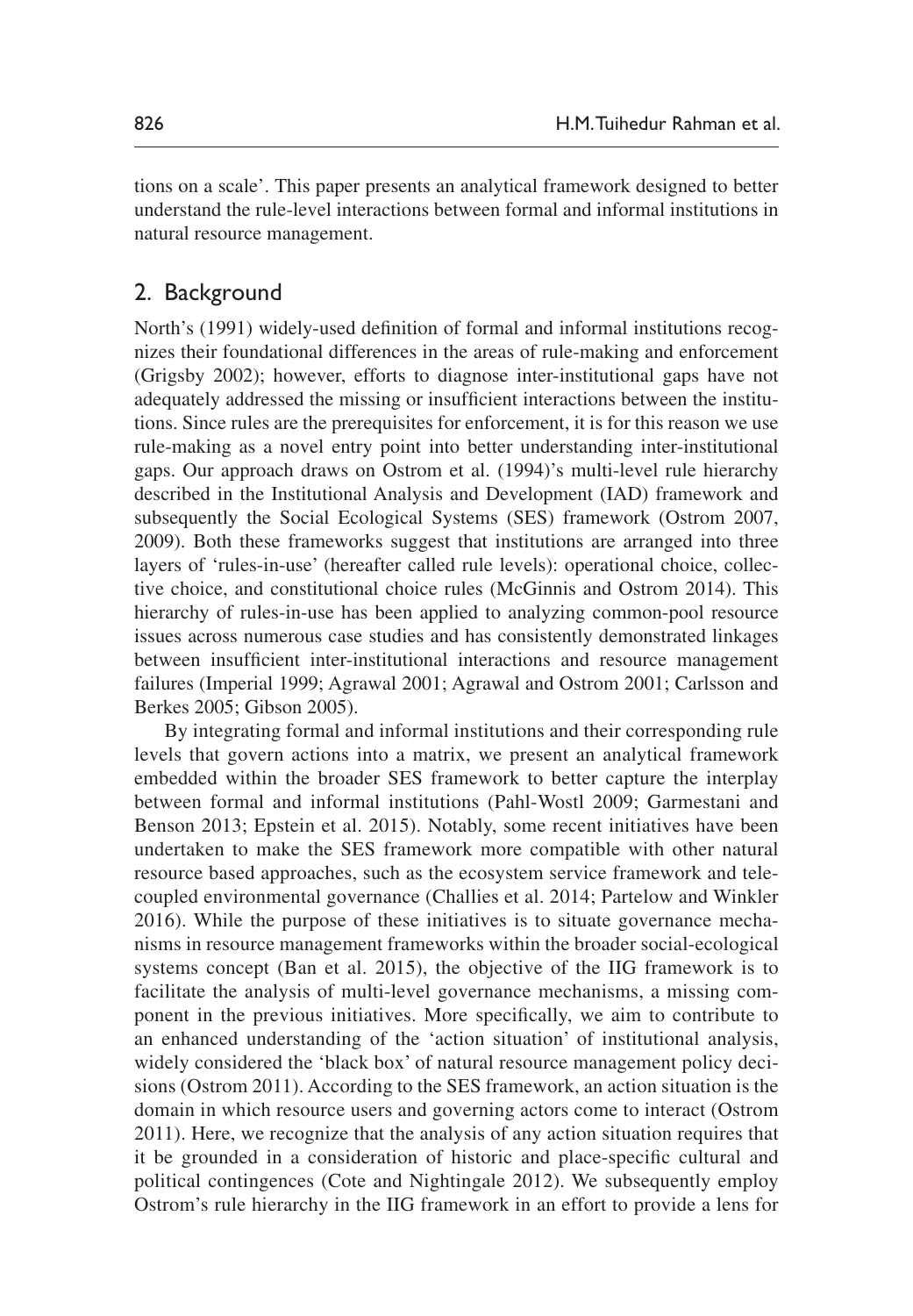tions on a scale'. This paper presents an analytical framework designed to better understand the rule-level interactions between formal and informal institutions in natural resource management.

## 2. Background

North's (1991) widely-used definition of formal and informal institutions recognizes their foundational differences in the areas of rule-making and enforcement (Grigsby 2002); however, efforts to diagnose inter-institutional gaps have not adequately addressed the missing or insufficient interactions between the institutions. Since rules are the prerequisites for enforcement, it is for this reason we use rule-making as a novel entry point into better understanding inter-institutional gaps. Our approach draws on Ostrom et al. (1994)'s multi-level rule hierarchy described in the Institutional Analysis and Development (IAD) framework and subsequently the Social Ecological Systems (SES) framework (Ostrom 2007, 2009). Both these frameworks suggest that institutions are arranged into three layers of 'rules-in-use' (hereafter called rule levels): operational choice, collective choice, and constitutional choice rules (McGinnis and Ostrom 2014). This hierarchy of rules-in-use has been applied to analyzing common-pool resource issues across numerous case studies and has consistently demonstrated linkages between insufficient inter-institutional interactions and resource management failures (Imperial 1999; Agrawal 2001; Agrawal and Ostrom 2001; Carlsson and Berkes 2005; Gibson 2005).

By integrating formal and informal institutions and their corresponding rule levels that govern actions into a matrix, we present an analytical framework embedded within the broader SES framework to better capture the interplay between formal and informal institutions (Pahl-Wostl 2009; Garmestani and Benson 2013; Epstein et al. 2015). Notably, some recent initiatives have been undertaken to make the SES framework more compatible with other natural resource based approaches, such as the ecosystem service framework and telecoupled environmental governance (Challies et al. 2014; Partelow and Winkler 2016). While the purpose of these initiatives is to situate governance mechanisms in resource management frameworks within the broader social-ecological systems concept (Ban et al. 2015), the objective of the IIG framework is to facilitate the analysis of multi-level governance mechanisms, a missing component in the previous initiatives. More specifically, we aim to contribute to an enhanced understanding of the 'action situation' of institutional analysis, widely considered the 'black box' of natural resource management policy decisions (Ostrom 2011). According to the SES framework, an action situation is the domain in which resource users and governing actors come to interact (Ostrom 2011). Here, we recognize that the analysis of any action situation requires that it be grounded in a consideration of historic and place-specific cultural and political contingences (Cote and Nightingale 2012). We subsequently employ Ostrom's rule hierarchy in the IIG framework in an effort to provide a lens for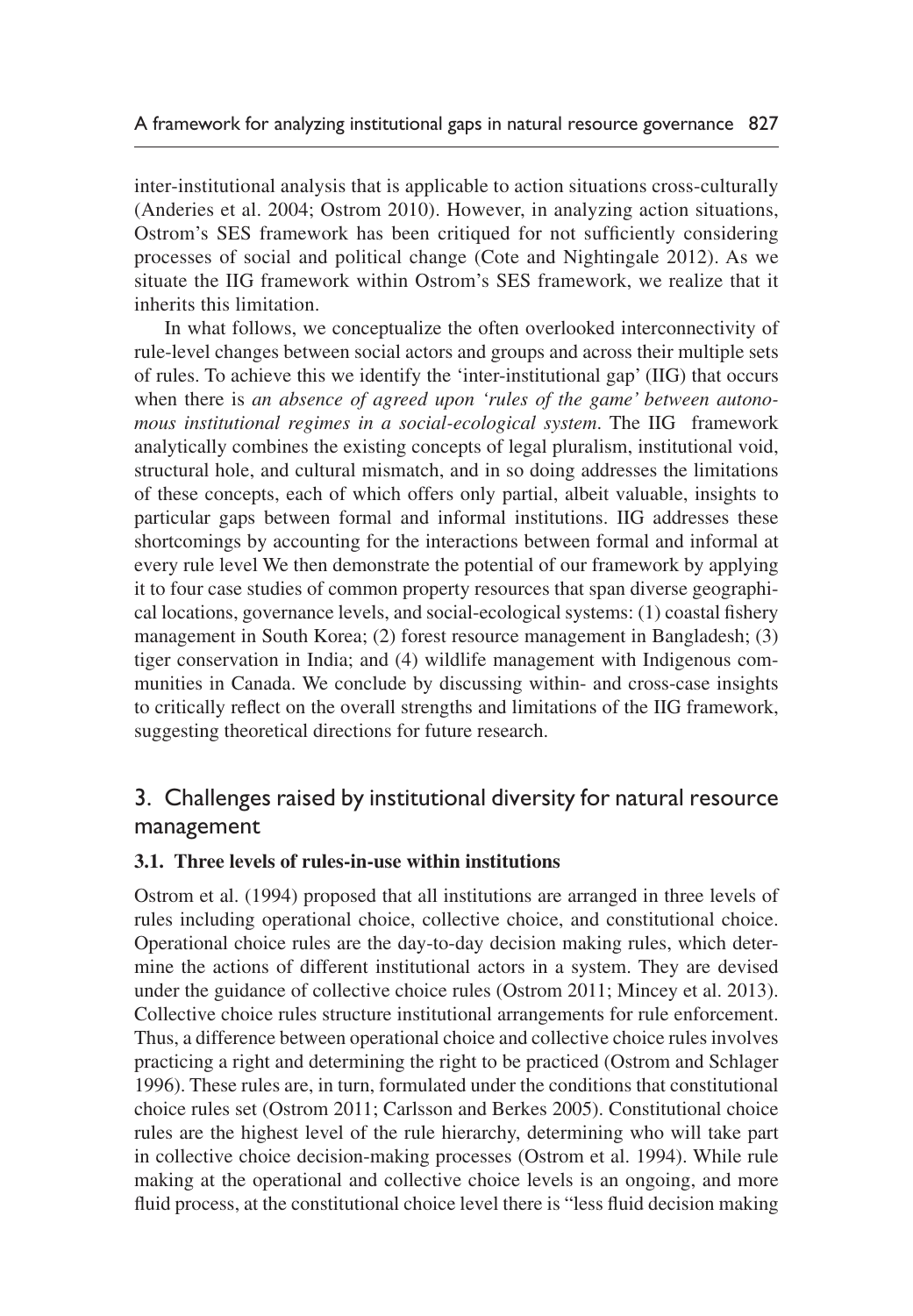inter-institutional analysis that is applicable to action situations cross-culturally (Anderies et al. 2004; Ostrom 2010). However, in analyzing action situations, Ostrom's SES framework has been critiqued for not sufficiently considering processes of social and political change (Cote and Nightingale 2012). As we situate the IIG framework within Ostrom's SES framework, we realize that it inherits this limitation.

In what follows, we conceptualize the often overlooked interconnectivity of rule-level changes between social actors and groups and across their multiple sets of rules. To achieve this we identify the 'inter-institutional gap' (IIG) that occurs when there is *an absence of agreed upon 'rules of the game' between autonomous institutional regimes in a social-ecological system*. The IIG framework analytically combines the existing concepts of legal pluralism, institutional void, structural hole, and cultural mismatch, and in so doing addresses the limitations of these concepts, each of which offers only partial, albeit valuable, insights to particular gaps between formal and informal institutions. IIG addresses these shortcomings by accounting for the interactions between formal and informal at every rule level We then demonstrate the potential of our framework by applying it to four case studies of common property resources that span diverse geographical locations, governance levels, and social-ecological systems: (1) coastal fishery management in South Korea; (2) forest resource management in Bangladesh; (3) tiger conservation in India; and (4) wildlife management with Indigenous communities in Canada. We conclude by discussing within- and cross-case insights to critically reflect on the overall strengths and limitations of the IIG framework, suggesting theoretical directions for future research.

## 3. Challenges raised by institutional diversity for natural resource management

### 3.1. Three levels of rules-in-use within institutions

Ostrom et al. (1994) proposed that all institutions are arranged in three levels of rules including operational choice, collective choice, and constitutional choice. Operational choice rules are the day-to-day decision making rules, which determine the actions of different institutional actors in a system. They are devised under the guidance of collective choice rules (Ostrom 2011; Mincey et al. 2013). Collective choice rules structure institutional arrangements for rule enforcement. Thus, a difference between operational choice and collective choice rules involves practicing a right and determining the right to be practiced (Ostrom and Schlager 1996). These rules are, in turn, formulated under the conditions that constitutional choice rules set (Ostrom 2011; Carlsson and Berkes 2005). Constitutional choice rules are the highest level of the rule hierarchy, determining who will take part in collective choice decision-making processes (Ostrom et al. 1994). While rule making at the operational and collective choice levels is an ongoing, and more fluid process, at the constitutional choice level there is "less fluid decision making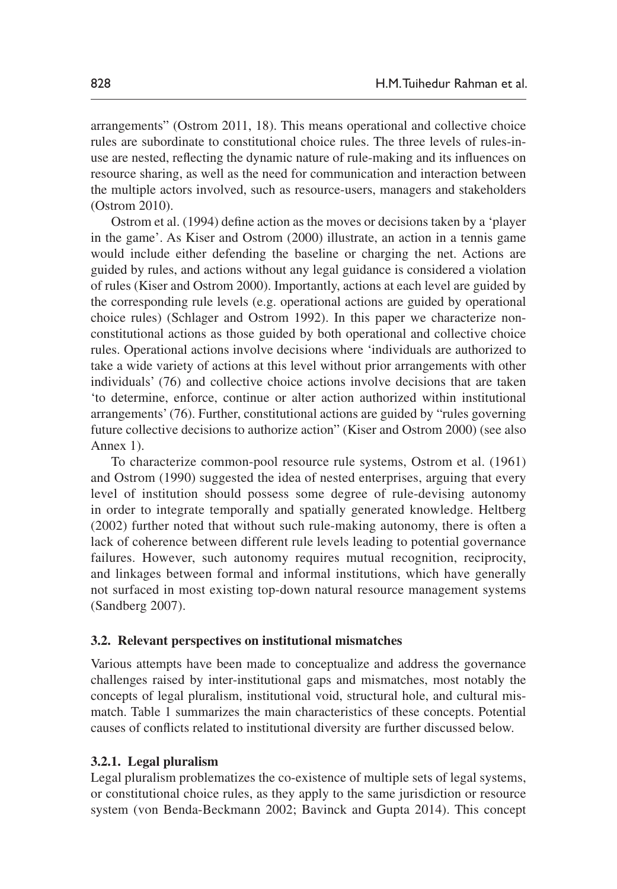arrangements" (Ostrom 2011, 18). This means operational and collective choice rules are subordinate to constitutional choice rules. The three levels of rules-in-use are nested, reflecting the dynamic nature of rule-making and its influences on resource sharing, as well as the need for communication and interaction between the multiple actors involved, such as resource-users, managers and stakeholders (Ostrom 2010).

Ostrom et al. (1994) define action as the moves or decisions taken by a 'player in the game'. As Kiser and Ostrom (2000) illustrate, an action in a tennis game would include either defending the baseline or charging the net. Actions are guided by rules, and actions without any legal guidance is considered a violation of rules (Kiser and Ostrom 2000). Importantly, actions at each level are guided by the corresponding rule levels (e.g. operational actions are guided by operational choice rules) (Schlager and Ostrom 1992). In this paper we characterize non-constitutional actions as those guided by both operational and collective choice rules. Operational actions involve decisions where 'individuals are authorized to take a wide variety of actions at this level without prior arrangements with other individuals' (76) and collective choice actions involve decisions that are taken 'to determine, enforce, continue or alter action authorized within institutional arrangements' (76). Further, constitutional actions are guided by "rules governing future collective decisions to authorize action" (Kiser and Ostrom 2000) (see also Annex 1).

To characterize common-pool resource rule systems, Ostrom et al. (1961) and Ostrom (1990) suggested the idea of nested enterprises, arguing that every level of institution should possess some degree of rule-devising autonomy in order to integrate temporally and spatially generated knowledge. Heltberg (2002) further noted that without such rule-making autonomy, there is often a lack of coherence between different rule levels leading to potential governance failures. However, such autonomy requires mutual recognition, reciprocity, and linkages between formal and informal institutions, which have generally not surfaced in most existing top-down natural resource management systems (Sandberg 2007).

### 3.2. Relevant perspectives on institutional mismatches

Various attempts have been made to conceptualize and address the governance challenges raised by inter-institutional gaps and mismatches, most notably the concepts of legal pluralism, institutional void, structural hole, and cultural mismatch. Table 1 summarizes the main characteristics of these concepts. Potential causes of conflicts related to institutional diversity are further discussed below.

#### 3.2.1. Legal pluralism

Legal pluralism problematizes the co-existence of multiple sets of legal systems, or constitutional choice rules, as they apply to the same jurisdiction or resource system (von Benda-Beckmann 2002; Bavinck and Gupta 2014). This concept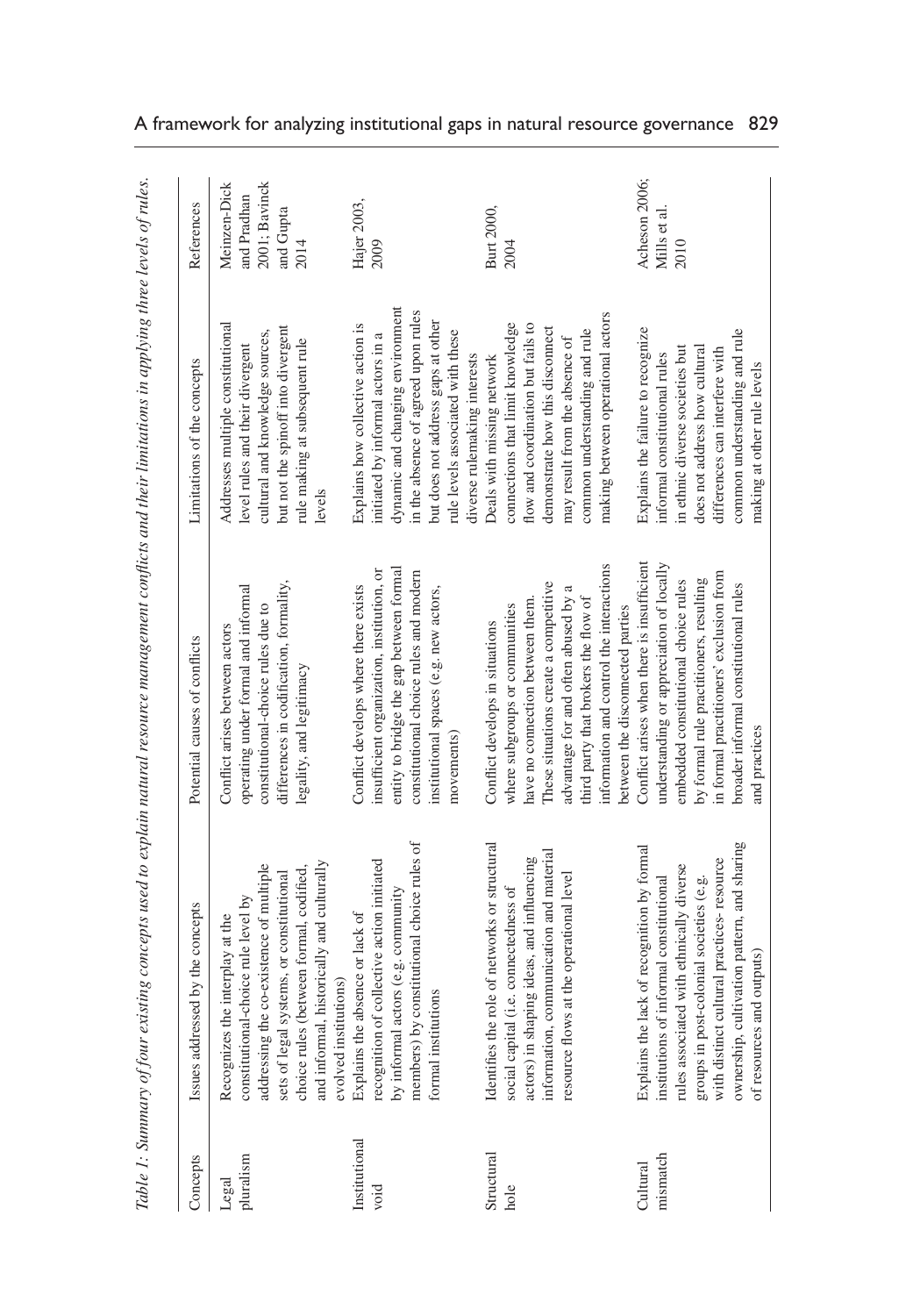Table 1: *Summary of four existing concepts used to explain natural resource management conflicts and their limitations in applying three levels of rules.*

| Concepts | Issues addressed by the concepts | Potential causes of conflicts | Limitations of the concepts | References |
|---|---|---|---|---|
| Legal pluralism | Recognizes the interplay at the constitutional-choice rule level by addressing the co-existence of multiple sets of legal systems, or constitutional choice rules (between formal, codified, and informal, historically and culturally evolved institutions) | Conflict arises between actors operating under formal and informal constitutional-choice rules due to differences in codification, formality, legality, and legitimacy | Addresses multiple constitutional level rules and their divergent cultural and knowledge sources, but not the spinoff into divergent rule making at subsequent rule levels | Meinzen-Dick and Pradhan 2001; Bavinck and Gupta 2014 |
| Institutional void | Explains the absence or lack of recognition of collective action initiated by informal actors (e.g. community members) by constitutional choice rules of formal institutions | Conflict develops where there exists insufficient organization, institution, or entity to bridge the gap between formal constitutional choice rules and modern institutional spaces (e.g. new actors, movements) | Explains how collective action is initiated by informal actors in a dynamic and changing environment in the absence of agreed upon rules but does not address gaps at other rule levels associated with these diverse rulemaking interests | Hajer 2003, 2009 |
| Structural hole | Identifies the role of networks or structural social capital (i.e. connectedness of actors) in shaping ideas, and influencing information, communication and material resource flows at the operational level | Conflict develops in situations where subgroups or communities have no connection between them. These situations create a competitive advantage for and often abused by a third party that brokers the flow of information and control the interactions between the disconnected parties | Deals with missing network connections that limit knowledge flow and coordination but fails to demonstrate how this disconnect may result from the absence of common understanding and rule making between operational actors | Burt 2000, 2004 |
| Cultural mismatch | Explains the lack of recognition by formal institutions of informal constitutional rules associated with ethnically diverse groups in post-colonial societies (e.g. with distinct cultural practices- resource ownership, cultivation pattern, and sharing of resources and outputs) | Conflict arises when there is insufficient understanding or appreciation of locally embedded constitutional choice rules by formal rule practitioners, resulting in formal practitioners' exclusion from broader informal constitutional rules and practices | Explains the failure to recognize informal constitutional rules in ethnic diverse societies but does not address how cultural differences can interfere with common understanding and rule making at other rule levels | Acheson 2006; Mills et al. 2010 |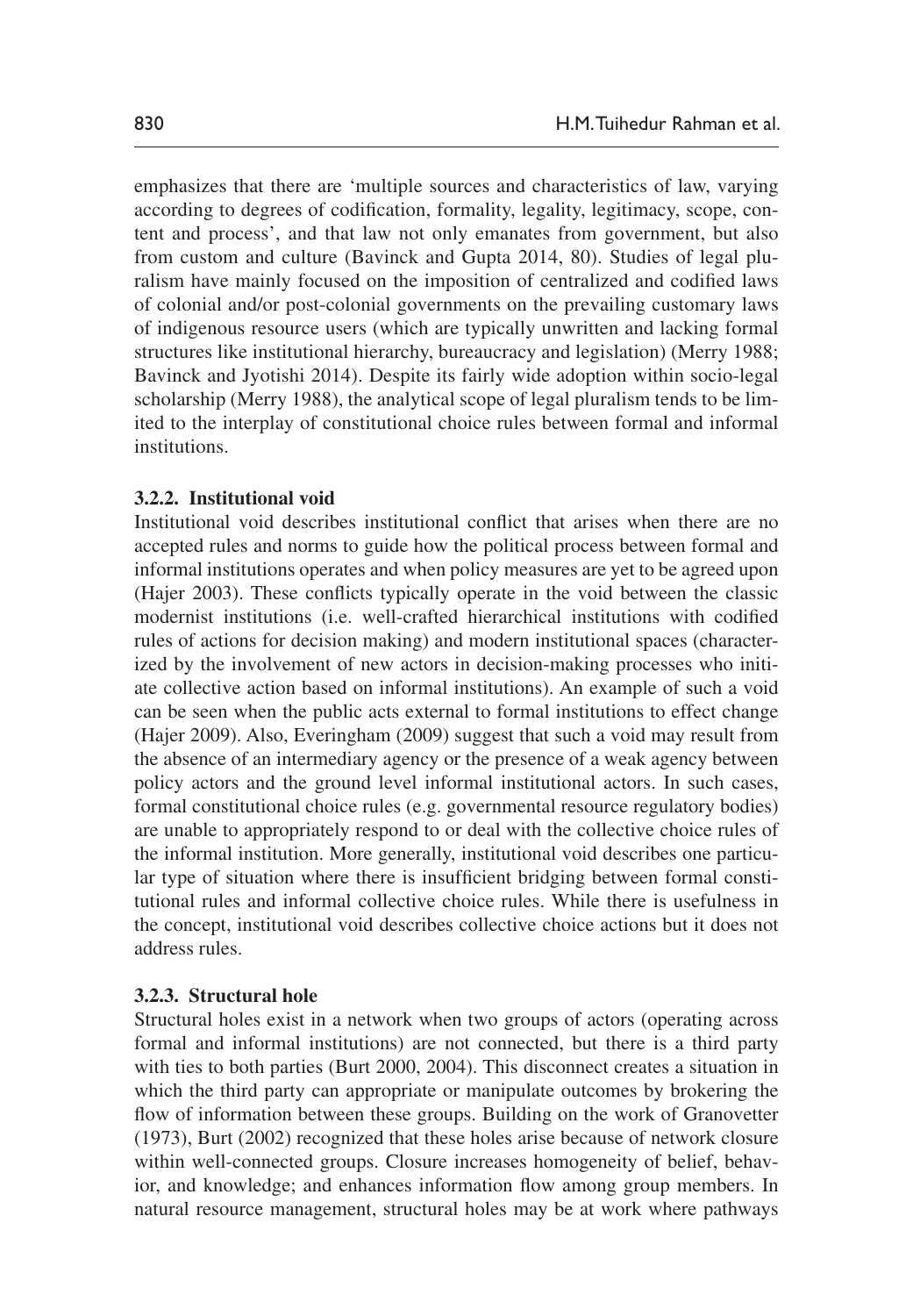emphasizes that there are 'multiple sources and characteristics of law, varying according to degrees of codification, formality, legality, legitimacy, scope, content and process', and that law not only emanates from government, but also from custom and culture (Bavinck and Gupta 2014, 80). Studies of legal pluralism have mainly focused on the imposition of centralized and codified laws of colonial and/or post-colonial governments on the prevailing customary laws of indigenous resource users (which are typically unwritten and lacking formal structures like institutional hierarchy, bureaucracy and legislation) (Merry 1988; Bavinck and Jyotishi 2014). Despite its fairly wide adoption within socio-legal scholarship (Merry 1988), the analytical scope of legal pluralism tends to be limited to the interplay of constitutional choice rules between formal and informal institutions.

#### 3.2.2. Institutional void

Institutional void describes institutional conflict that arises when there are no accepted rules and norms to guide how the political process between formal and informal institutions operates and when policy measures are yet to be agreed upon (Hajer 2003). These conflicts typically operate in the void between the classic modernist institutions (i.e. well-crafted hierarchical institutions with codified rules of actions for decision making) and modern institutional spaces (characterized by the involvement of new actors in decision-making processes who initiate collective action based on informal institutions). An example of such a void can be seen when the public acts external to formal institutions to effect change (Hajer 2009). Also, Everingham (2009) suggest that such a void may result from the absence of an intermediary agency or the presence of a weak agency between policy actors and the ground level informal institutional actors. In such cases, formal constitutional choice rules (e.g. governmental resource regulatory bodies) are unable to appropriately respond to or deal with the collective choice rules of the informal institution. More generally, institutional void describes one particular type of situation where there is insufficient bridging between formal constitutional rules and informal collective choice rules. While there is usefulness in the concept, institutional void describes collective choice actions but it does not address rules.

#### 3.2.3. Structural hole

Structural holes exist in a network when two groups of actors (operating across formal and informal institutions) are not connected, but there is a third party with ties to both parties (Burt 2000, 2004). This disconnect creates a situation in which the third party can appropriate or manipulate outcomes by brokering the flow of information between these groups. Building on the work of Granovetter (1973), Burt (2002) recognized that these holes arise because of network closure within well-connected groups. Closure increases homogeneity of belief, behavior, and knowledge; and enhances information flow among group members. In natural resource management, structural holes may be at work where pathways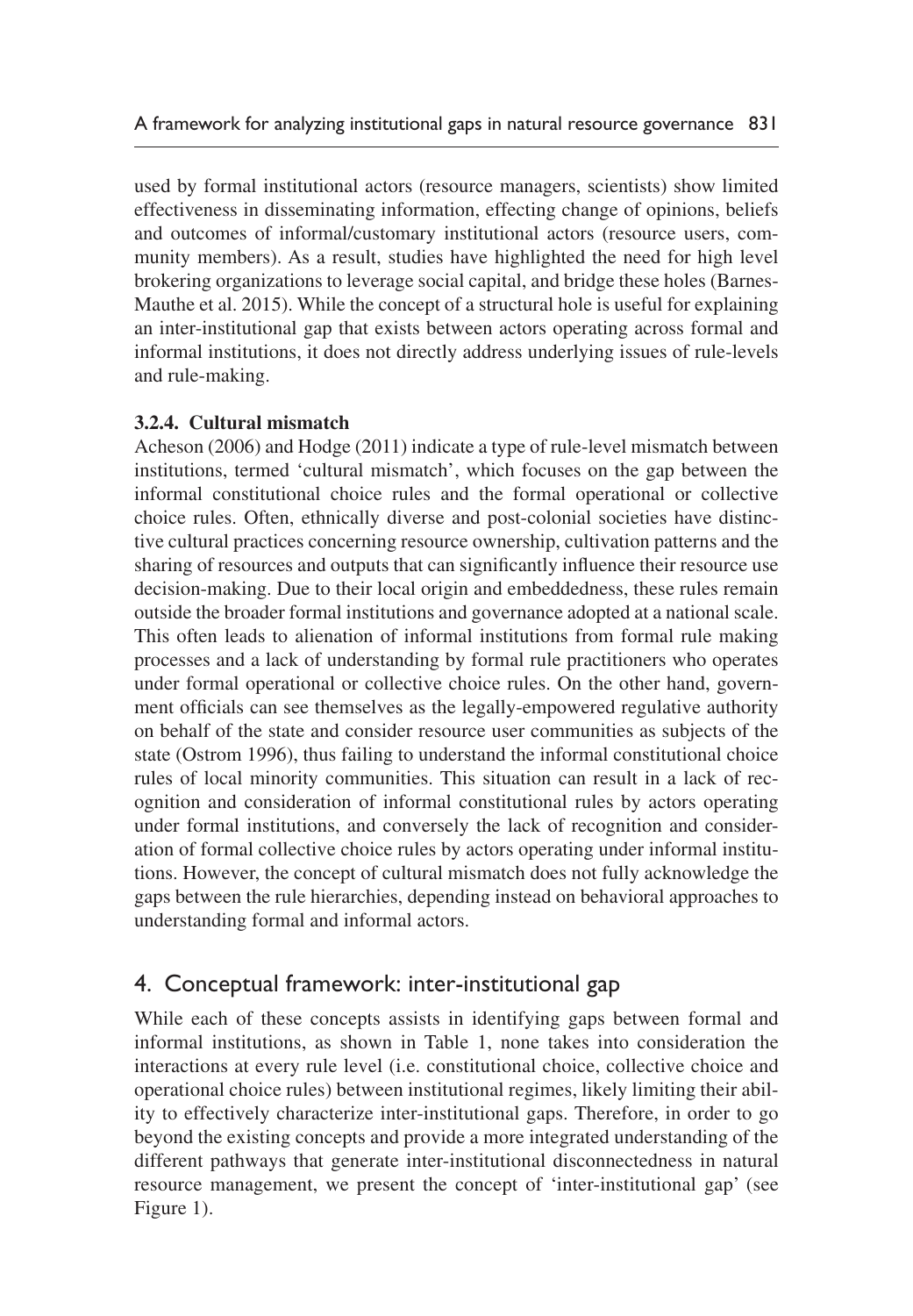used by formal institutional actors (resource managers, scientists) show limited effectiveness in disseminating information, effecting change of opinions, beliefs and outcomes of informal/customary institutional actors (resource users, community members). As a result, studies have highlighted the need for high level brokering organizations to leverage social capital, and bridge these holes (Barnes-Mauthe et al. 2015). While the concept of a structural hole is useful for explaining an inter-institutional gap that exists between actors operating across formal and informal institutions, it does not directly address underlying issues of rule-levels and rule-making.

#### 3.2.4. Cultural mismatch

Acheson (2006) and Hodge (2011) indicate a type of rule-level mismatch between institutions, termed 'cultural mismatch', which focuses on the gap between the informal constitutional choice rules and the formal operational or collective choice rules. Often, ethnically diverse and post-colonial societies have distinctive cultural practices concerning resource ownership, cultivation patterns and the sharing of resources and outputs that can significantly influence their resource use decision-making. Due to their local origin and embeddedness, these rules remain outside the broader formal institutions and governance adopted at a national scale. This often leads to alienation of informal institutions from formal rule making processes and a lack of understanding by formal rule practitioners who operates under formal operational or collective choice rules. On the other hand, government officials can see themselves as the legally-empowered regulative authority on behalf of the state and consider resource user communities as subjects of the state (Ostrom 1996), thus failing to understand the informal constitutional choice rules of local minority communities. This situation can result in a lack of recognition and consideration of informal constitutional rules by actors operating under formal institutions, and conversely the lack of recognition and consideration of formal collective choice rules by actors operating under informal institutions. However, the concept of cultural mismatch does not fully acknowledge the gaps between the rule hierarchies, depending instead on behavioral approaches to understanding formal and informal actors.

## 4. Conceptual framework: inter-institutional gap

While each of these concepts assists in identifying gaps between formal and informal institutions, as shown in Table 1, none takes into consideration the interactions at every rule level (i.e. constitutional choice, collective choice and operational choice rules) between institutional regimes, likely limiting their ability to effectively characterize inter-institutional gaps. Therefore, in order to go beyond the existing concepts and provide a more integrated understanding of the different pathways that generate inter-institutional disconnectedness in natural resource management, we present the concept of 'inter-institutional gap' (see Figure 1).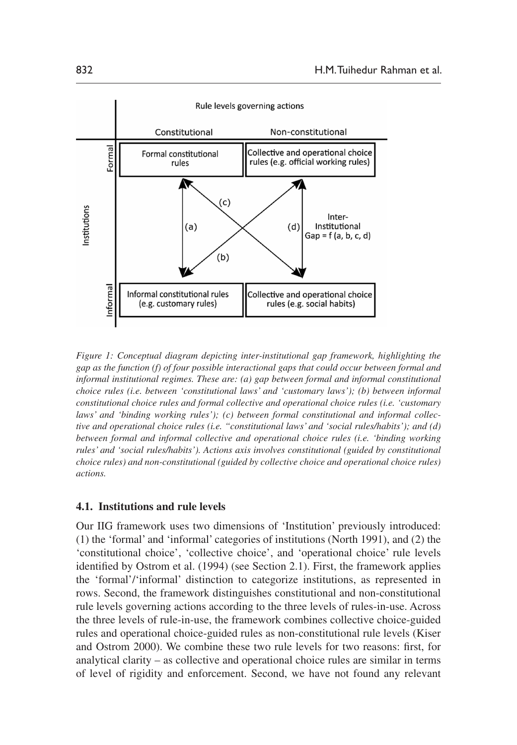*Figure 1: Conceptual diagram depicting inter-institutional gap framework, highlighting the gap as the function (f) of four possible interactional gaps that could occur between formal and informal institutional regimes. These are: (a) gap between formal and informal constitutional choice rules (i.e. between 'constitutional laws' and 'customary laws'); (b) between informal constitutional choice rules and formal collective and operational choice rules (i.e. 'customary laws' and 'binding working rules'); (c) between formal constitutional and informal collective and operational choice rules (i.e. "constitutional laws' and 'social rules/habits'); and (d) between formal and informal collective and operational choice rules (i.e. 'binding working rules' and 'social rules/habits'). Actions axis involves constitutional (guided by constitutional choice rules) and non-constitutional (guided by collective choice and operational choice rules) actions.*

### 4.1. Institutions and rule levels

Our IIG framework uses two dimensions of 'Institution' previously introduced: (1) the 'formal' and 'informal' categories of institutions (North 1991), and (2) the 'constitutional choice', 'collective choice', and 'operational choice' rule levels identified by Ostrom et al. (1994) (see Section 2.1). First, the framework applies the 'formal'/'informal' distinction to categorize institutions, as represented in rows. Second, the framework distinguishes constitutional and non-constitutional rule levels governing actions according to the three levels of rules-in-use. Across the three levels of rule-in-use, the framework combines collective choice-guided rules and operational choice-guided rules as non-constitutional rule levels (Kiser and Ostrom 2000). We combine these two rule levels for two reasons: first, for analytical clarity – as collective and operational choice rules are similar in terms of level of rigidity and enforcement. Second, we have not found any relevant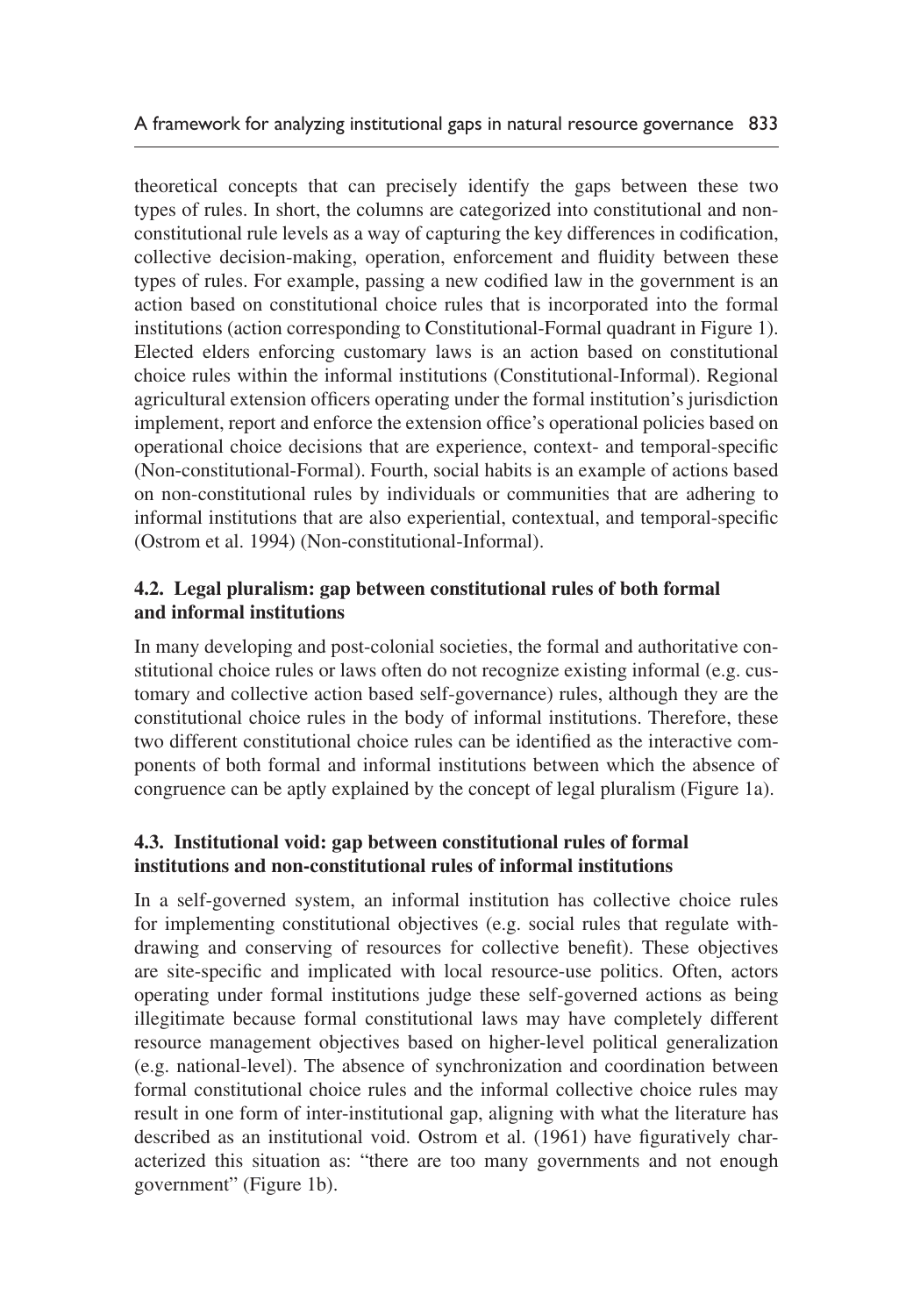theoretical concepts that can precisely identify the gaps between these two types of rules. In short, the columns are categorized into constitutional and non-constitutional rule levels as a way of capturing the key differences in codification, collective decision-making, operation, enforcement and fluidity between these types of rules. For example, passing a new codified law in the government is an action based on constitutional choice rules that is incorporated into the formal institutions (action corresponding to Constitutional-Formal quadrant in Figure 1). Elected elders enforcing customary laws is an action based on constitutional choice rules within the informal institutions (Constitutional-Informal). Regional agricultural extension officers operating under the formal institution's jurisdiction implement, report and enforce the extension office's operational policies based on operational choice decisions that are experience, context- and temporal-specific (Non-constitutional-Formal). Fourth, social habits is an example of actions based on non-constitutional rules by individuals or communities that are adhering to informal institutions that are also experiential, contextual, and temporal-specific (Ostrom et al. 1994) (Non-constitutional-Informal).

### 4.2. Legal pluralism: gap between constitutional rules of both formal and informal institutions

In many developing and post-colonial societies, the formal and authoritative constitutional choice rules or laws often do not recognize existing informal (e.g. customary and collective action based self-governance) rules, although they are the constitutional choice rules in the body of informal institutions. Therefore, these two different constitutional choice rules can be identified as the interactive components of both formal and informal institutions between which the absence of congruence can be aptly explained by the concept of legal pluralism (Figure 1a).

### 4.3. Institutional void: gap between constitutional rules of formal institutions and non-constitutional rules of informal institutions

In a self-governed system, an informal institution has collective choice rules for implementing constitutional objectives (e.g. social rules that regulate withdrawing and conserving of resources for collective benefit). These objectives are site-specific and implicated with local resource-use politics. Often, actors operating under formal institutions judge these self-governed actions as being illegitimate because formal constitutional laws may have completely different resource management objectives based on higher-level political generalization (e.g. national-level). The absence of synchronization and coordination between formal constitutional choice rules and the informal collective choice rules may result in one form of inter-institutional gap, aligning with what the literature has described as an institutional void. Ostrom et al. (1961) have figuratively characterized this situation as: "there are too many governments and not enough government" (Figure 1b).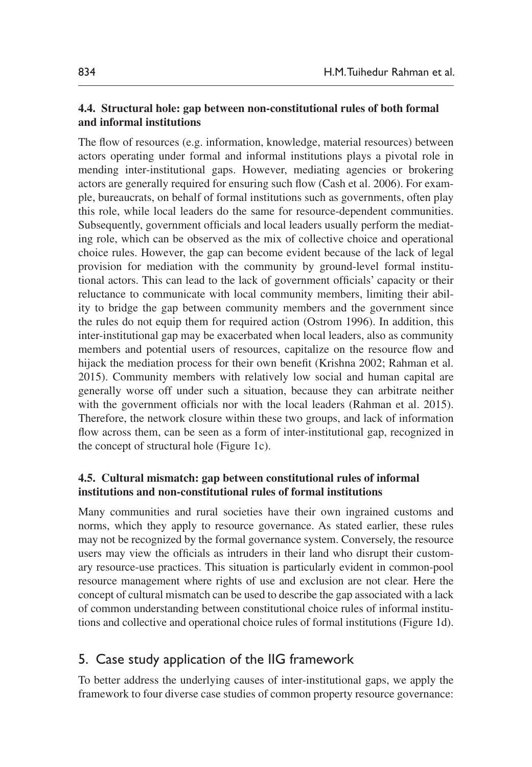### 4.4. Structural hole: gap between non-constitutional rules of both formal and informal institutions

The flow of resources (e.g. information, knowledge, material resources) between actors operating under formal and informal institutions plays a pivotal role in mending inter-institutional gaps. However, mediating agencies or brokering actors are generally required for ensuring such flow (Cash et al. 2006). For example, bureaucrats, on behalf of formal institutions such as governments, often play this role, while local leaders do the same for resource-dependent communities. Subsequently, government officials and local leaders usually perform the mediating role, which can be observed as the mix of collective choice and operational choice rules. However, the gap can become evident because of the lack of legal provision for mediation with the community by ground-level formal institutional actors. This can lead to the lack of government officials' capacity or their reluctance to communicate with local community members, limiting their ability to bridge the gap between community members and the government since the rules do not equip them for required action (Ostrom 1996). In addition, this inter-institutional gap may be exacerbated when local leaders, also as community members and potential users of resources, capitalize on the resource flow and hijack the mediation process for their own benefit (Krishna 2002; Rahman et al. 2015). Community members with relatively low social and human capital are generally worse off under such a situation, because they can arbitrate neither with the government officials nor with the local leaders (Rahman et al. 2015). Therefore, the network closure within these two groups, and lack of information flow across them, can be seen as a form of inter-institutional gap, recognized in the concept of structural hole (Figure 1c).

### 4.5. Cultural mismatch: gap between constitutional rules of informal institutions and non-constitutional rules of formal institutions

Many communities and rural societies have their own ingrained customs and norms, which they apply to resource governance. As stated earlier, these rules may not be recognized by the formal governance system. Conversely, the resource users may view the officials as intruders in their land who disrupt their customary resource-use practices. This situation is particularly evident in common-pool resource management where rights of use and exclusion are not clear. Here the concept of cultural mismatch can be used to describe the gap associated with a lack of common understanding between constitutional choice rules of informal institutions and collective and operational choice rules of formal institutions (Figure 1d).

## 5. Case study application of the IIG framework

To better address the underlying causes of inter-institutional gaps, we apply the framework to four diverse case studies of common property resource governance: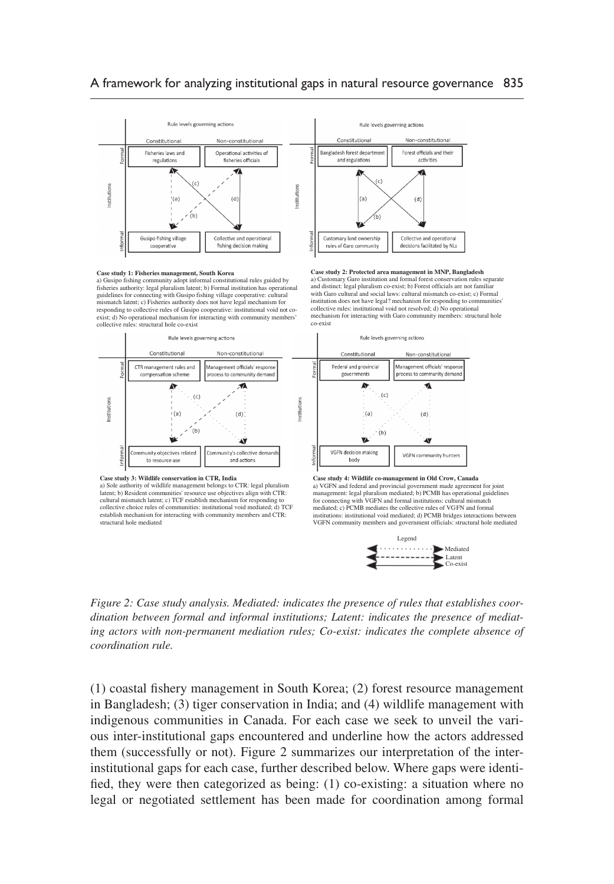Rule levels governing actions

| | | Constitutional | Non-constitutional |
|---|---|---|---|
| Institutions | Formal | Fisheries laws and regulations | Operational activities of fisheries officials |
| | Informal | Gusipo fishing village cooperative | Collective and operational fishing decision making |

**Case study 1: Fisheries management, South Korea**
a) Gusipo fishing community adopt informal constitutional rules guided by fisheries authority: legal pluralism latent; b) Formal institution has operational guidelines for connecting with Gusipo fishing village cooperative: cultural mismatch latent; c) Fisheries authority does not have legal mechanism for responding to collective rules of Gusipo cooperative: institutional void not co-exist; d) No operational mechanism for interacting with community members' collective rules: structural hole co-exist

Rule levels governing actions

| | | Constitutional | Non-constitutional |
|---|---|---|---|
| Institutions | Formal | Bangladesh forest department and regulations | Forest officials and their activities |
| | Informal | Customary land ownership rules of Garo community | Collective and operational decisions facilitated by NLs |

**Case study 2: Protected area management in MNP, Bangladesh**
a) Customary Garo institution and formal forest conservation rules separate and distinct: legal pluralism co-exist; b) Forest officials are not familiar with Garo cultural and social laws: cultural mismatch co-exist; c) Formal institution does not have legal? mechanism for responding to communities' collective rules: institutional void not resolved; d) No operational mechanism for interacting with Garo community members: structural hole co-exist

Rule levels governing actions

| | | Constitutional | Non-constitutional |
|---|---|---|---|
| Institutions | Formal | CTR management rules and compensation scheme | Management officials' response process to community demand |
| | Informal | Community objectives related to resource use | Community's collective demands and actions |

**Case study 3: Wildlife conservation in CTR, India**
a) Sole authority of wildlife management belongs to CTR: legal pluralism latent; b) Resident communities' resource use objectives align with CTR: cultural mismatch latent; c) TCF establish mechanism for responding to collective choice rules of communities: institutional void mediated; d) TCF establish mechanism for interacting with community members and CTR: structural hole mediated

Rule levels governing actions

| | | Constitutional | Non-constitutional |
|---|---|---|---|
| Institutions | Formal | Federal and provincial governments | Management officials' response process to community demand |
| | Informal | VGFN decision making body | VGFN community hunters |

**Case study 4: Wildlife co-management in Old Crow, Canada**
a) VGFN and federal and provincial government made agreement for joint management: legal pluralism mediated; b) PCMB has operational guidelines for connecting with VGFN and formal institutions: cultural mismatch mediated; c) PCMB mediates the collective rules of VGFN and formal institutions: institutional void mediated; d) PCMB bridges interactions between VGFN community members and government officials: structural hole mediated

Legend: Mediated (dotted arrow); Latent (dashed arrow); Co-exist (solid arrow)

*Figure 2: Case study analysis. Mediated: indicates the presence of rules that establishes coordination between formal and informal institutions; Latent: indicates the presence of mediating actors with non-permanent mediation rules; Co-exist: indicates the complete absence of coordination rule.*

(1) coastal fishery management in South Korea; (2) forest resource management in Bangladesh; (3) tiger conservation in India; and (4) wildlife management with indigenous communities in Canada. For each case we seek to unveil the various inter-institutional gaps encountered and underline how the actors addressed them (successfully or not). Figure 2 summarizes our interpretation of the inter-institutional gaps for each case, further described below. Where gaps were identified, they were then categorized as being: (1) co-existing: a situation where no legal or negotiated settlement has been made for coordination among formal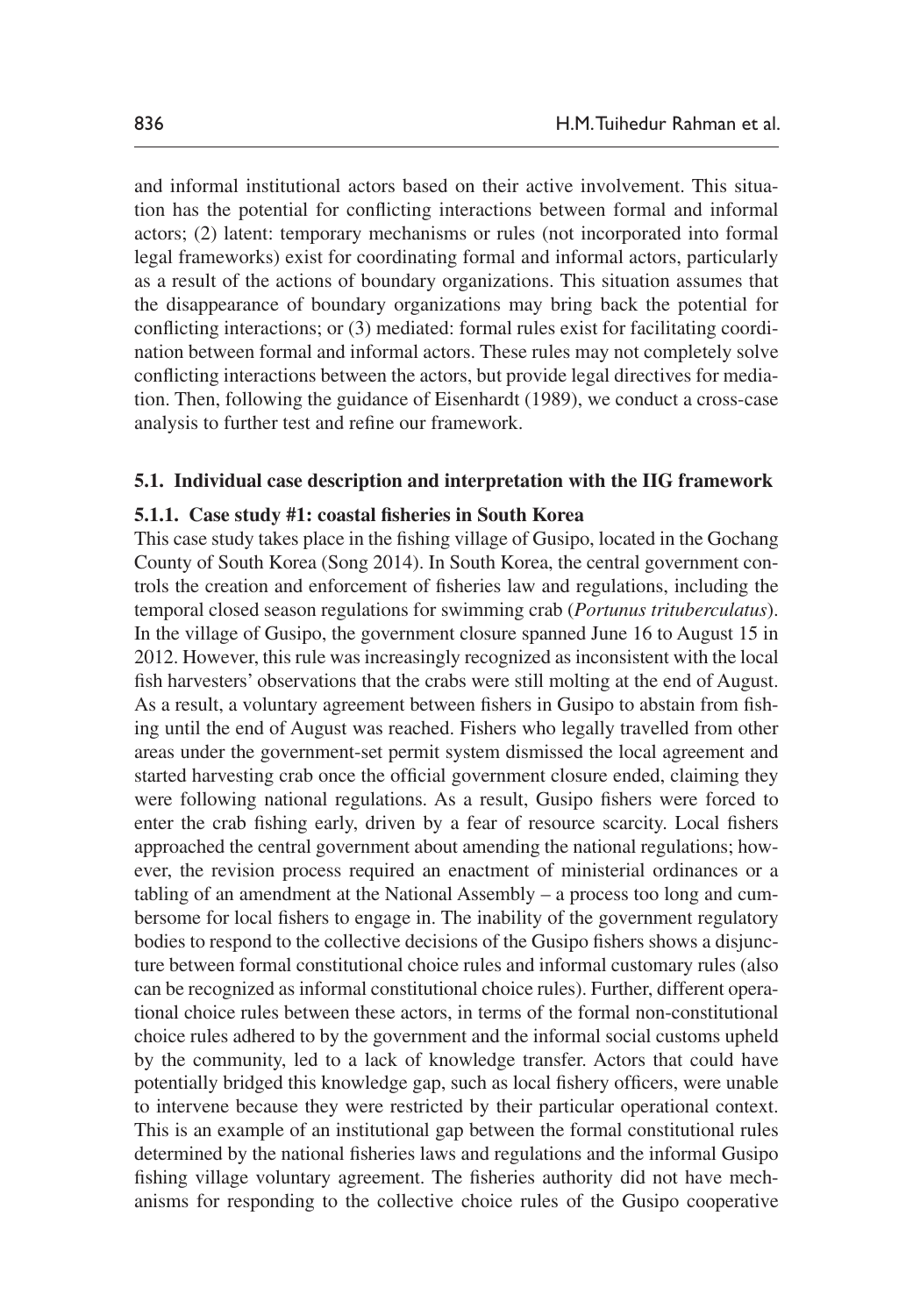and informal institutional actors based on their active involvement. This situation has the potential for conflicting interactions between formal and informal actors; (2) latent: temporary mechanisms or rules (not incorporated into formal legal frameworks) exist for coordinating formal and informal actors, particularly as a result of the actions of boundary organizations. This situation assumes that the disappearance of boundary organizations may bring back the potential for conflicting interactions; or (3) mediated: formal rules exist for facilitating coordination between formal and informal actors. These rules may not completely solve conflicting interactions between the actors, but provide legal directives for mediation. Then, following the guidance of Eisenhardt (1989), we conduct a cross-case analysis to further test and refine our framework.

### 5.1. Individual case description and interpretation with the IIG framework

#### 5.1.1. Case study #1: coastal fisheries in South Korea

This case study takes place in the fishing village of Gusipo, located in the Gochang County of South Korea (Song 2014). In South Korea, the central government controls the creation and enforcement of fisheries law and regulations, including the temporal closed season regulations for swimming crab (*Portunus trituberculatus*). In the village of Gusipo, the government closure spanned June 16 to August 15 in 2012. However, this rule was increasingly recognized as inconsistent with the local fish harvesters' observations that the crabs were still molting at the end of August. As a result, a voluntary agreement between fishers in Gusipo to abstain from fishing until the end of August was reached. Fishers who legally travelled from other areas under the government-set permit system dismissed the local agreement and started harvesting crab once the official government closure ended, claiming they were following national regulations. As a result, Gusipo fishers were forced to enter the crab fishing early, driven by a fear of resource scarcity. Local fishers approached the central government about amending the national regulations; however, the revision process required an enactment of ministerial ordinances or a tabling of an amendment at the National Assembly – a process too long and cumbersome for local fishers to engage in. The inability of the government regulatory bodies to respond to the collective decisions of the Gusipo fishers shows a disjuncture between formal constitutional choice rules and informal customary rules (also can be recognized as informal constitutional choice rules). Further, different operational choice rules between these actors, in terms of the formal non-constitutional choice rules adhered to by the government and the informal social customs upheld by the community, led to a lack of knowledge transfer. Actors that could have potentially bridged this knowledge gap, such as local fishery officers, were unable to intervene because they were restricted by their particular operational context. This is an example of an institutional gap between the formal constitutional rules determined by the national fisheries laws and regulations and the informal Gusipo fishing village voluntary agreement. The fisheries authority did not have mechanisms for responding to the collective choice rules of the Gusipo cooperative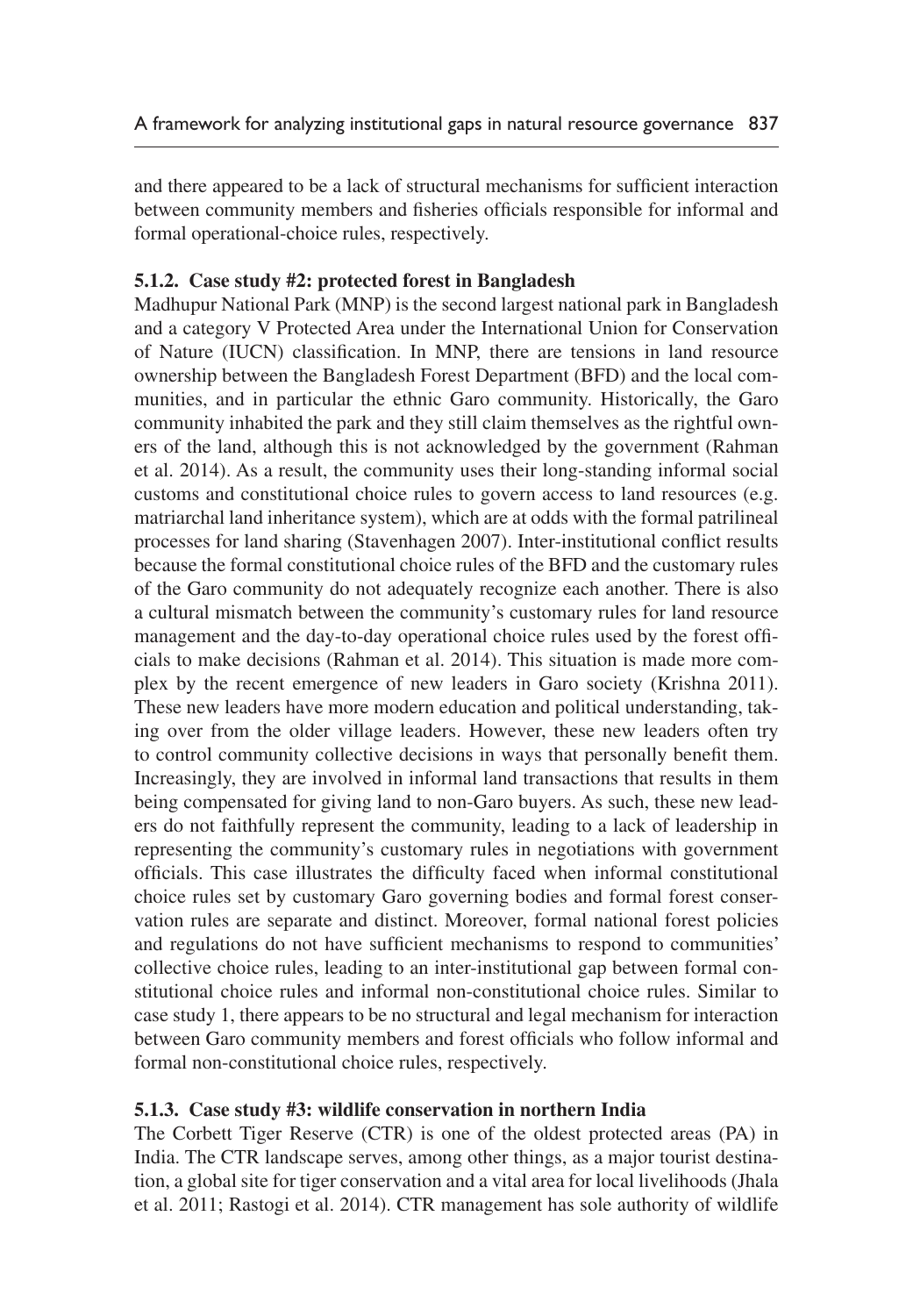and there appeared to be a lack of structural mechanisms for sufficient interaction between community members and fisheries officials responsible for informal and formal operational-choice rules, respectively.

### 5.1.2. Case study #2: protected forest in Bangladesh

Madhupur National Park (MNP) is the second largest national park in Bangladesh and a category V Protected Area under the International Union for Conservation of Nature (IUCN) classification. In MNP, there are tensions in land resource ownership between the Bangladesh Forest Department (BFD) and the local communities, and in particular the ethnic Garo community. Historically, the Garo community inhabited the park and they still claim themselves as the rightful owners of the land, although this is not acknowledged by the government (Rahman et al. 2014). As a result, the community uses their long-standing informal social customs and constitutional choice rules to govern access to land resources (e.g. matriarchal land inheritance system), which are at odds with the formal patrilineal processes for land sharing (Stavenhagen 2007). Inter-institutional conflict results because the formal constitutional choice rules of the BFD and the customary rules of the Garo community do not adequately recognize each another. There is also a cultural mismatch between the community's customary rules for land resource management and the day-to-day operational choice rules used by the forest officials to make decisions (Rahman et al. 2014). This situation is made more complex by the recent emergence of new leaders in Garo society (Krishna 2011). These new leaders have more modern education and political understanding, taking over from the older village leaders. However, these new leaders often try to control community collective decisions in ways that personally benefit them. Increasingly, they are involved in informal land transactions that results in them being compensated for giving land to non-Garo buyers. As such, these new leaders do not faithfully represent the community, leading to a lack of leadership in representing the community's customary rules in negotiations with government officials. This case illustrates the difficulty faced when informal constitutional choice rules set by customary Garo governing bodies and formal forest conservation rules are separate and distinct. Moreover, formal national forest policies and regulations do not have sufficient mechanisms to respond to communities' collective choice rules, leading to an inter-institutional gap between formal constitutional choice rules and informal non-constitutional choice rules. Similar to case study 1, there appears to be no structural and legal mechanism for interaction between Garo community members and forest officials who follow informal and formal non-constitutional choice rules, respectively.

### 5.1.3. Case study #3: wildlife conservation in northern India

The Corbett Tiger Reserve (CTR) is one of the oldest protected areas (PA) in India. The CTR landscape serves, among other things, as a major tourist destination, a global site for tiger conservation and a vital area for local livelihoods (Jhala et al. 2011; Rastogi et al. 2014). CTR management has sole authority of wildlife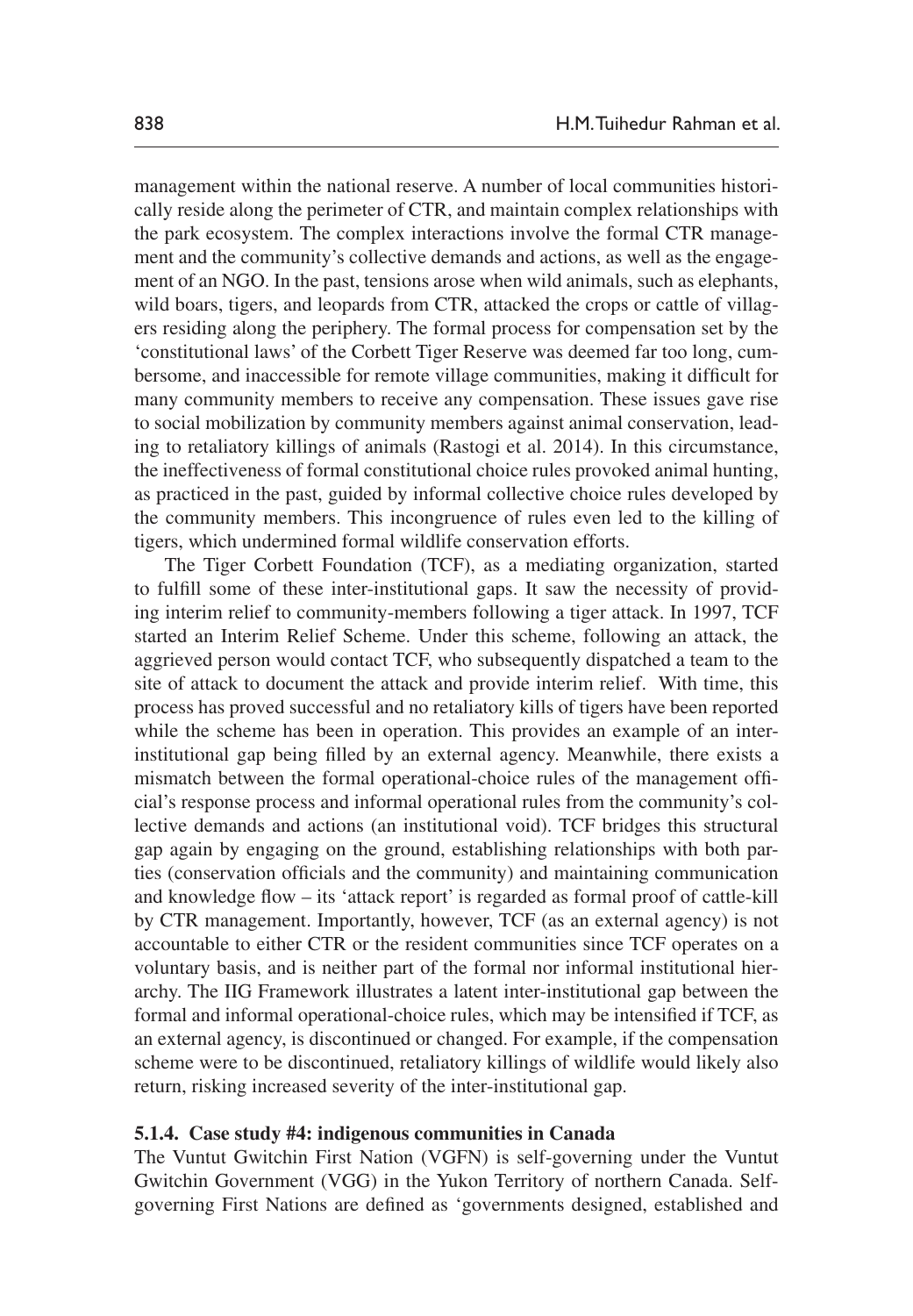management within the national reserve. A number of local communities historically reside along the perimeter of CTR, and maintain complex relationships with the park ecosystem. The complex interactions involve the formal CTR management and the community's collective demands and actions, as well as the engagement of an NGO. In the past, tensions arose when wild animals, such as elephants, wild boars, tigers, and leopards from CTR, attacked the crops or cattle of villagers residing along the periphery. The formal process for compensation set by the 'constitutional laws' of the Corbett Tiger Reserve was deemed far too long, cumbersome, and inaccessible for remote village communities, making it difficult for many community members to receive any compensation. These issues gave rise to social mobilization by community members against animal conservation, leading to retaliatory killings of animals (Rastogi et al. 2014). In this circumstance, the ineffectiveness of formal constitutional choice rules provoked animal hunting, as practiced in the past, guided by informal collective choice rules developed by the community members. This incongruence of rules even led to the killing of tigers, which undermined formal wildlife conservation efforts.

The Tiger Corbett Foundation (TCF), as a mediating organization, started to fulfill some of these inter-institutional gaps. It saw the necessity of providing interim relief to community-members following a tiger attack. In 1997, TCF started an Interim Relief Scheme. Under this scheme, following an attack, the aggrieved person would contact TCF, who subsequently dispatched a team to the site of attack to document the attack and provide interim relief. With time, this process has proved successful and no retaliatory kills of tigers have been reported while the scheme has been in operation. This provides an example of an inter-institutional gap being filled by an external agency. Meanwhile, there exists a mismatch between the formal operational-choice rules of the management official's response process and informal operational rules from the community's collective demands and actions (an institutional void). TCF bridges this structural gap again by engaging on the ground, establishing relationships with both parties (conservation officials and the community) and maintaining communication and knowledge flow – its 'attack report' is regarded as formal proof of cattle-kill by CTR management. Importantly, however, TCF (as an external agency) is not accountable to either CTR or the resident communities since TCF operates on a voluntary basis, and is neither part of the formal nor informal institutional hierarchy. The IIG Framework illustrates a latent inter-institutional gap between the formal and informal operational-choice rules, which may be intensified if TCF, as an external agency, is discontinued or changed. For example, if the compensation scheme were to be discontinued, retaliatory killings of wildlife would likely also return, risking increased severity of the inter-institutional gap.

#### 5.1.4. Case study #4: indigenous communities in Canada

The Vuntut Gwitchin First Nation (VGFN) is self-governing under the Vuntut Gwitchin Government (VGG) in the Yukon Territory of northern Canada. Self-governing First Nations are defined as 'governments designed, established and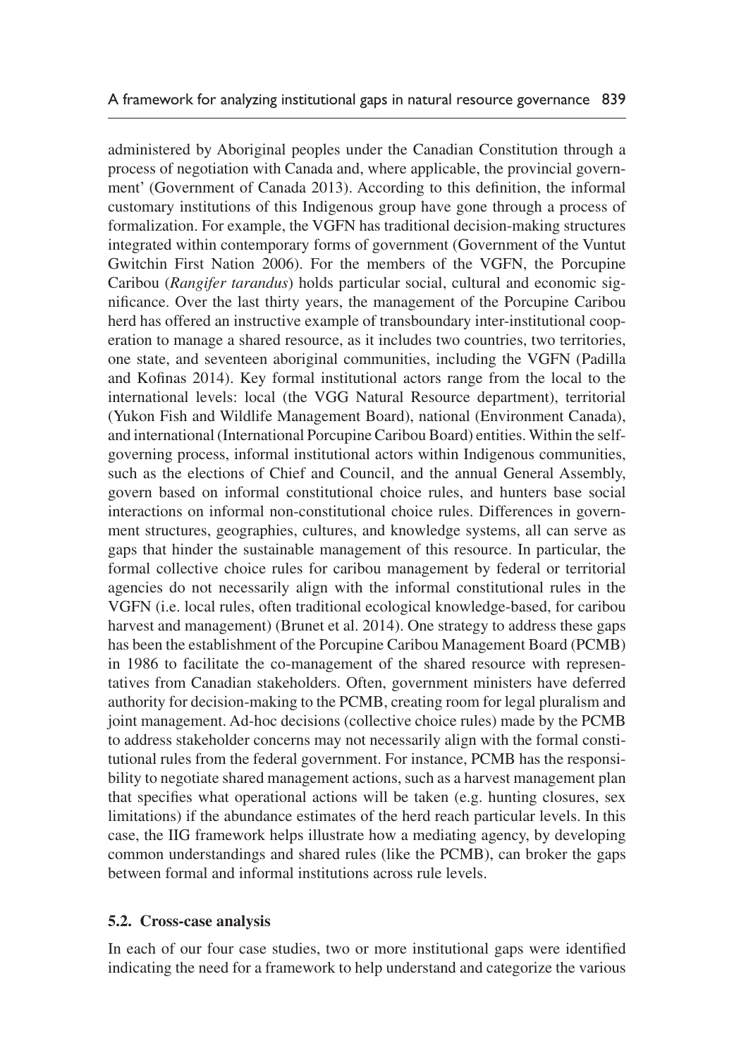administered by Aboriginal peoples under the Canadian Constitution through a process of negotiation with Canada and, where applicable, the provincial government' (Government of Canada 2013). According to this definition, the informal customary institutions of this Indigenous group have gone through a process of formalization. For example, the VGFN has traditional decision-making structures integrated within contemporary forms of government (Government of the Vuntut Gwitchin First Nation 2006). For the members of the VGFN, the Porcupine Caribou (*Rangifer tarandus*) holds particular social, cultural and economic significance. Over the last thirty years, the management of the Porcupine Caribou herd has offered an instructive example of transboundary inter-institutional cooperation to manage a shared resource, as it includes two countries, two territories, one state, and seventeen aboriginal communities, including the VGFN (Padilla and Kofinas 2014). Key formal institutional actors range from the local to the international levels: local (the VGG Natural Resource department), territorial (Yukon Fish and Wildlife Management Board), national (Environment Canada), and international (International Porcupine Caribou Board) entities. Within the self-governing process, informal institutional actors within Indigenous communities, such as the elections of Chief and Council, and the annual General Assembly, govern based on informal constitutional choice rules, and hunters base social interactions on informal non-constitutional choice rules. Differences in government structures, geographies, cultures, and knowledge systems, all can serve as gaps that hinder the sustainable management of this resource. In particular, the formal collective choice rules for caribou management by federal or territorial agencies do not necessarily align with the informal constitutional rules in the VGFN (i.e. local rules, often traditional ecological knowledge-based, for caribou harvest and management) (Brunet et al. 2014). One strategy to address these gaps has been the establishment of the Porcupine Caribou Management Board (PCMB) in 1986 to facilitate the co-management of the shared resource with representatives from Canadian stakeholders. Often, government ministers have deferred authority for decision-making to the PCMB, creating room for legal pluralism and joint management. Ad-hoc decisions (collective choice rules) made by the PCMB to address stakeholder concerns may not necessarily align with the formal constitutional rules from the federal government. For instance, PCMB has the responsibility to negotiate shared management actions, such as a harvest management plan that specifies what operational actions will be taken (e.g. hunting closures, sex limitations) if the abundance estimates of the herd reach particular levels. In this case, the IIG framework helps illustrate how a mediating agency, by developing common understandings and shared rules (like the PCMB), can broker the gaps between formal and informal institutions across rule levels.

### 5.2. Cross-case analysis

In each of our four case studies, two or more institutional gaps were identified indicating the need for a framework to help understand and categorize the various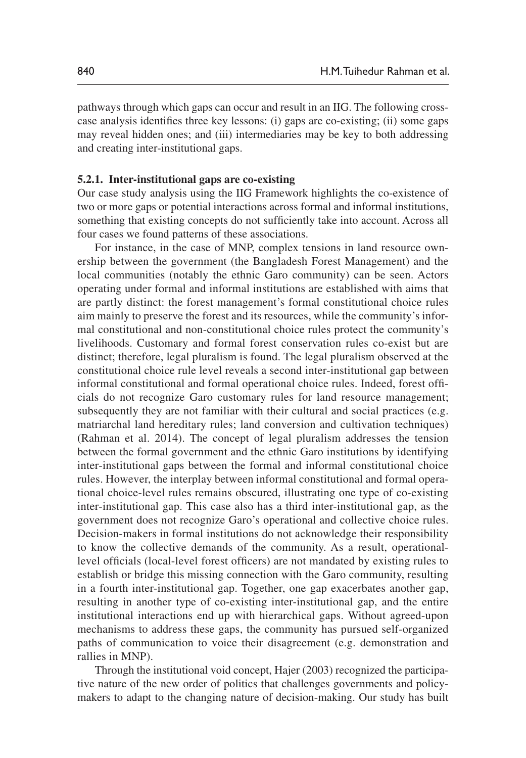pathways through which gaps can occur and result in an IIG. The following cross-case analysis identifies three key lessons: (i) gaps are co-existing; (ii) some gaps may reveal hidden ones; and (iii) intermediaries may be key to both addressing and creating inter-institutional gaps.

#### 5.2.1. Inter-institutional gaps are co-existing

Our case study analysis using the IIG Framework highlights the co-existence of two or more gaps or potential interactions across formal and informal institutions, something that existing concepts do not sufficiently take into account. Across all four cases we found patterns of these associations.

For instance, in the case of MNP, complex tensions in land resource ownership between the government (the Bangladesh Forest Management) and the local communities (notably the ethnic Garo community) can be seen. Actors operating under formal and informal institutions are established with aims that are partly distinct: the forest management's formal constitutional choice rules aim mainly to preserve the forest and its resources, while the community's informal constitutional and non-constitutional choice rules protect the community's livelihoods. Customary and formal forest conservation rules co-exist but are distinct; therefore, legal pluralism is found. The legal pluralism observed at the constitutional choice rule level reveals a second inter-institutional gap between informal constitutional and formal operational choice rules. Indeed, forest officials do not recognize Garo customary rules for land resource management; subsequently they are not familiar with their cultural and social practices (e.g. matriarchal land hereditary rules; land conversion and cultivation techniques) (Rahman et al. 2014). The concept of legal pluralism addresses the tension between the formal government and the ethnic Garo institutions by identifying inter-institutional gaps between the formal and informal constitutional choice rules. However, the interplay between informal constitutional and formal operational choice-level rules remains obscured, illustrating one type of co-existing inter-institutional gap. This case also has a third inter-institutional gap, as the government does not recognize Garo's operational and collective choice rules. Decision-makers in formal institutions do not acknowledge their responsibility to know the collective demands of the community. As a result, operational-level officials (local-level forest officers) are not mandated by existing rules to establish or bridge this missing connection with the Garo community, resulting in a fourth inter-institutional gap. Together, one gap exacerbates another gap, resulting in another type of co-existing inter-institutional gap, and the entire institutional interactions end up with hierarchical gaps. Without agreed-upon mechanisms to address these gaps, the community has pursued self-organized paths of communication to voice their disagreement (e.g. demonstration and rallies in MNP).

Through the institutional void concept, Hajer (2003) recognized the participative nature of the new order of politics that challenges governments and policy-makers to adapt to the changing nature of decision-making. Our study has built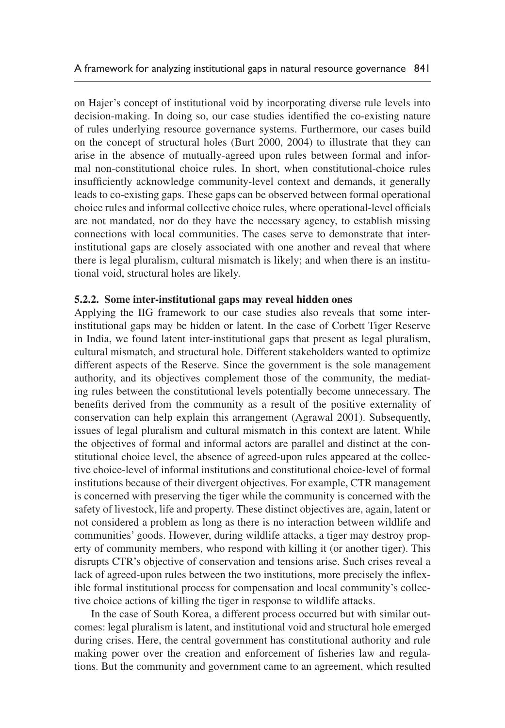on Hajer's concept of institutional void by incorporating diverse rule levels into decision-making. In doing so, our case studies identified the co-existing nature of rules underlying resource governance systems. Furthermore, our cases build on the concept of structural holes (Burt 2000, 2004) to illustrate that they can arise in the absence of mutually-agreed upon rules between formal and informal non-constitutional choice rules. In short, when constitutional-choice rules insufficiently acknowledge community-level context and demands, it generally leads to co-existing gaps. These gaps can be observed between formal operational choice rules and informal collective choice rules, where operational-level officials are not mandated, nor do they have the necessary agency, to establish missing connections with local communities. The cases serve to demonstrate that inter-institutional gaps are closely associated with one another and reveal that where there is legal pluralism, cultural mismatch is likely; and when there is an institutional void, structural holes are likely.

### 5.2.2. Some inter-institutional gaps may reveal hidden ones

Applying the IIG framework to our case studies also reveals that some inter-institutional gaps may be hidden or latent. In the case of Corbett Tiger Reserve in India, we found latent inter-institutional gaps that present as legal pluralism, cultural mismatch, and structural hole. Different stakeholders wanted to optimize different aspects of the Reserve. Since the government is the sole management authority, and its objectives complement those of the community, the mediating rules between the constitutional levels potentially become unnecessary. The benefits derived from the community as a result of the positive externality of conservation can help explain this arrangement (Agrawal 2001). Subsequently, issues of legal pluralism and cultural mismatch in this context are latent. While the objectives of formal and informal actors are parallel and distinct at the constitutional choice level, the absence of agreed-upon rules appeared at the collective choice-level of informal institutions and constitutional choice-level of formal institutions because of their divergent objectives. For example, CTR management is concerned with preserving the tiger while the community is concerned with the safety of livestock, life and property. These distinct objectives are, again, latent or not considered a problem as long as there is no interaction between wildlife and communities' goods. However, during wildlife attacks, a tiger may destroy property of community members, who respond with killing it (or another tiger). This disrupts CTR's objective of conservation and tensions arise. Such crises reveal a lack of agreed-upon rules between the two institutions, more precisely the inflexible formal institutional process for compensation and local community's collective choice actions of killing the tiger in response to wildlife attacks.

In the case of South Korea, a different process occurred but with similar outcomes: legal pluralism is latent, and institutional void and structural hole emerged during crises. Here, the central government has constitutional authority and rule making power over the creation and enforcement of fisheries law and regulations. But the community and government came to an agreement, which resulted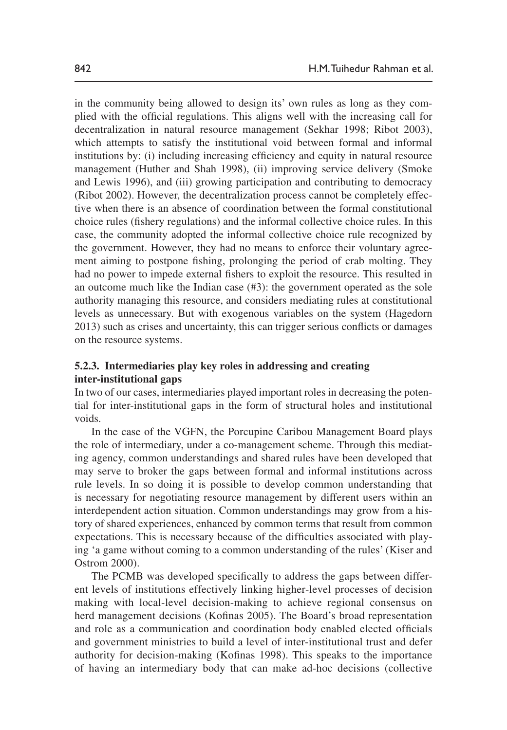in the community being allowed to design its' own rules as long as they complied with the official regulations. This aligns well with the increasing call for decentralization in natural resource management (Sekhar 1998; Ribot 2003), which attempts to satisfy the institutional void between formal and informal institutions by: (i) including increasing efficiency and equity in natural resource management (Huther and Shah 1998), (ii) improving service delivery (Smoke and Lewis 1996), and (iii) growing participation and contributing to democracy (Ribot 2002). However, the decentralization process cannot be completely effective when there is an absence of coordination between the formal constitutional choice rules (fishery regulations) and the informal collective choice rules. In this case, the community adopted the informal collective choice rule recognized by the government. However, they had no means to enforce their voluntary agreement aiming to postpone fishing, prolonging the period of crab molting. They had no power to impede external fishers to exploit the resource. This resulted in an outcome much like the Indian case (#3): the government operated as the sole authority managing this resource, and considers mediating rules at constitutional levels as unnecessary. But with exogenous variables on the system (Hagedorn 2013) such as crises and uncertainty, this can trigger serious conflicts or damages on the resource systems.

#### 5.2.3. Intermediaries play key roles in addressing and creating inter-institutional gaps

In two of our cases, intermediaries played important roles in decreasing the potential for inter-institutional gaps in the form of structural holes and institutional voids.

In the case of the VGFN, the Porcupine Caribou Management Board plays the role of intermediary, under a co-management scheme. Through this mediating agency, common understandings and shared rules have been developed that may serve to broker the gaps between formal and informal institutions across rule levels. In so doing it is possible to develop common understanding that is necessary for negotiating resource management by different users within an interdependent action situation. Common understandings may grow from a history of shared experiences, enhanced by common terms that result from common expectations. This is necessary because of the difficulties associated with playing 'a game without coming to a common understanding of the rules' (Kiser and Ostrom 2000).

The PCMB was developed specifically to address the gaps between different levels of institutions effectively linking higher-level processes of decision making with local-level decision-making to achieve regional consensus on herd management decisions (Kofinas 2005). The Board's broad representation and role as a communication and coordination body enabled elected officials and government ministries to build a level of inter-institutional trust and defer authority for decision-making (Kofinas 1998). This speaks to the importance of having an intermediary body that can make ad-hoc decisions (collective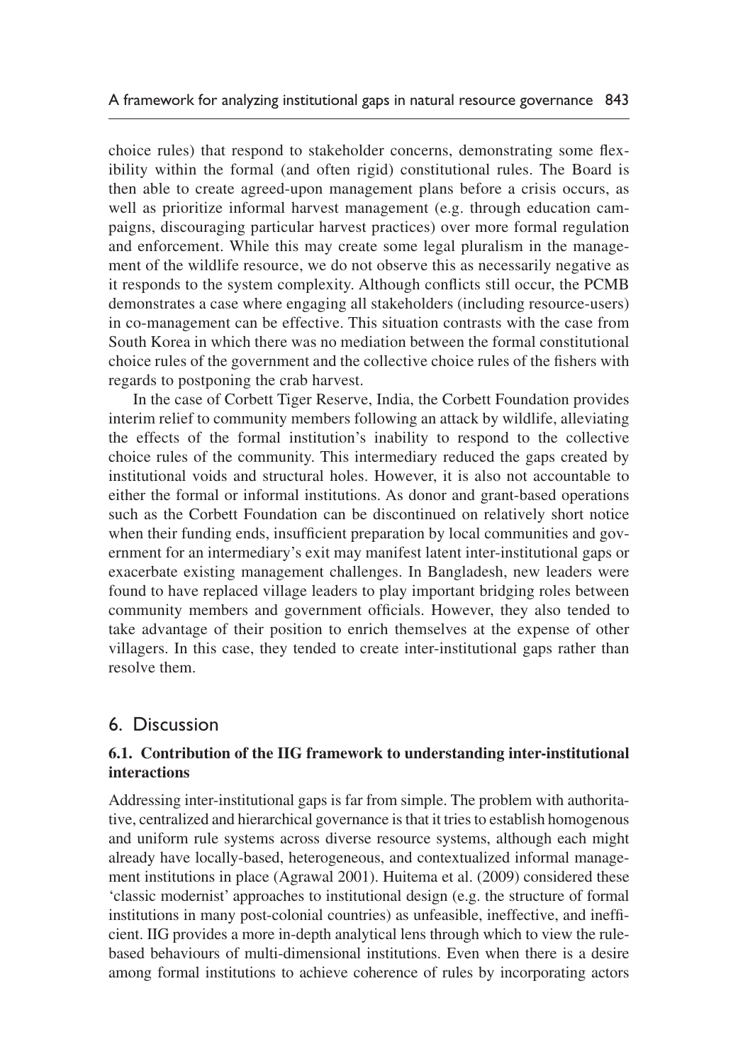choice rules) that respond to stakeholder concerns, demonstrating some flexibility within the formal (and often rigid) constitutional rules. The Board is then able to create agreed-upon management plans before a crisis occurs, as well as prioritize informal harvest management (e.g. through education campaigns, discouraging particular harvest practices) over more formal regulation and enforcement. While this may create some legal pluralism in the management of the wildlife resource, we do not observe this as necessarily negative as it responds to the system complexity. Although conflicts still occur, the PCMB demonstrates a case where engaging all stakeholders (including resource-users) in co-management can be effective. This situation contrasts with the case from South Korea in which there was no mediation between the formal constitutional choice rules of the government and the collective choice rules of the fishers with regards to postponing the crab harvest.

In the case of Corbett Tiger Reserve, India, the Corbett Foundation provides interim relief to community members following an attack by wildlife, alleviating the effects of the formal institution's inability to respond to the collective choice rules of the community. This intermediary reduced the gaps created by institutional voids and structural holes. However, it is also not accountable to either the formal or informal institutions. As donor and grant-based operations such as the Corbett Foundation can be discontinued on relatively short notice when their funding ends, insufficient preparation by local communities and government for an intermediary's exit may manifest latent inter-institutional gaps or exacerbate existing management challenges. In Bangladesh, new leaders were found to have replaced village leaders to play important bridging roles between community members and government officials. However, they also tended to take advantage of their position to enrich themselves at the expense of other villagers. In this case, they tended to create inter-institutional gaps rather than resolve them.

## 6. Discussion

### 6.1. Contribution of the IIG framework to understanding inter-institutional interactions

Addressing inter-institutional gaps is far from simple. The problem with authoritative, centralized and hierarchical governance is that it tries to establish homogenous and uniform rule systems across diverse resource systems, although each might already have locally-based, heterogeneous, and contextualized informal management institutions in place (Agrawal 2001). Huitema et al. (2009) considered these 'classic modernist' approaches to institutional design (e.g. the structure of formal institutions in many post-colonial countries) as unfeasible, ineffective, and inefficient. IIG provides a more in-depth analytical lens through which to view the rule-based behaviours of multi-dimensional institutions. Even when there is a desire among formal institutions to achieve coherence of rules by incorporating actors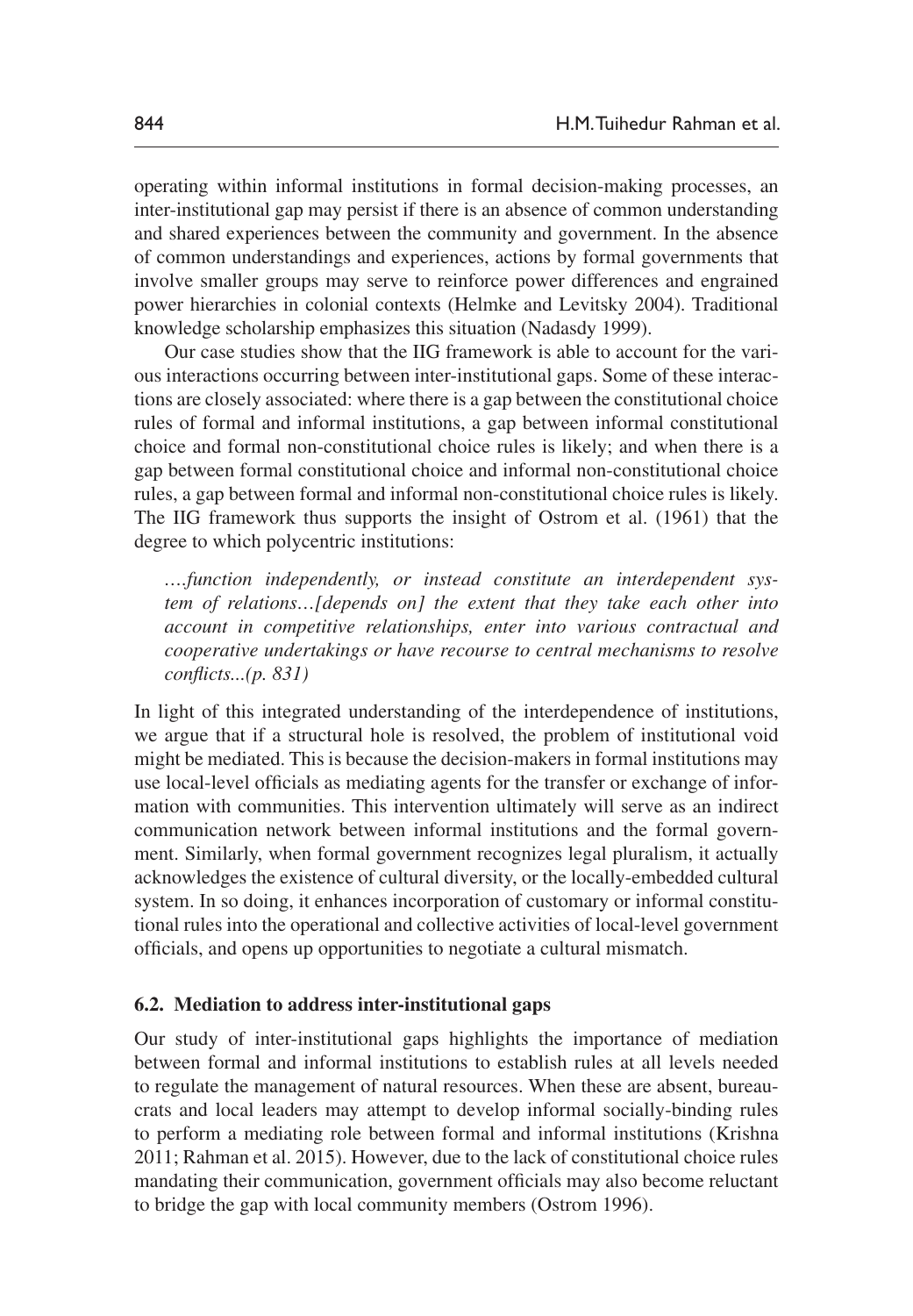operating within informal institutions in formal decision-making processes, an inter-institutional gap may persist if there is an absence of common understanding and shared experiences between the community and government. In the absence of common understandings and experiences, actions by formal governments that involve smaller groups may serve to reinforce power differences and engrained power hierarchies in colonial contexts (Helmke and Levitsky 2004). Traditional knowledge scholarship emphasizes this situation (Nadasdy 1999).

Our case studies show that the IIG framework is able to account for the various interactions occurring between inter-institutional gaps. Some of these interactions are closely associated: where there is a gap between the constitutional choice rules of formal and informal institutions, a gap between informal constitutional choice and formal non-constitutional choice rules is likely; and when there is a gap between formal constitutional choice and informal non-constitutional choice rules, a gap between formal and informal non-constitutional choice rules is likely. The IIG framework thus supports the insight of Ostrom et al. (1961) that the degree to which polycentric institutions:

> *….function independently, or instead constitute an interdependent system of relations…[depends on] the extent that they take each other into account in competitive relationships, enter into various contractual and cooperative undertakings or have recourse to central mechanisms to resolve conflicts...(p. 831)*

In light of this integrated understanding of the interdependence of institutions, we argue that if a structural hole is resolved, the problem of institutional void might be mediated. This is because the decision-makers in formal institutions may use local-level officials as mediating agents for the transfer or exchange of information with communities. This intervention ultimately will serve as an indirect communication network between informal institutions and the formal government. Similarly, when formal government recognizes legal pluralism, it actually acknowledges the existence of cultural diversity, or the locally-embedded cultural system. In so doing, it enhances incorporation of customary or informal constitutional rules into the operational and collective activities of local-level government officials, and opens up opportunities to negotiate a cultural mismatch.

### 6.2. Mediation to address inter-institutional gaps

Our study of inter-institutional gaps highlights the importance of mediation between formal and informal institutions to establish rules at all levels needed to regulate the management of natural resources. When these are absent, bureaucrats and local leaders may attempt to develop informal socially-binding rules to perform a mediating role between formal and informal institutions (Krishna 2011; Rahman et al. 2015). However, due to the lack of constitutional choice rules mandating their communication, government officials may also become reluctant to bridge the gap with local community members (Ostrom 1996).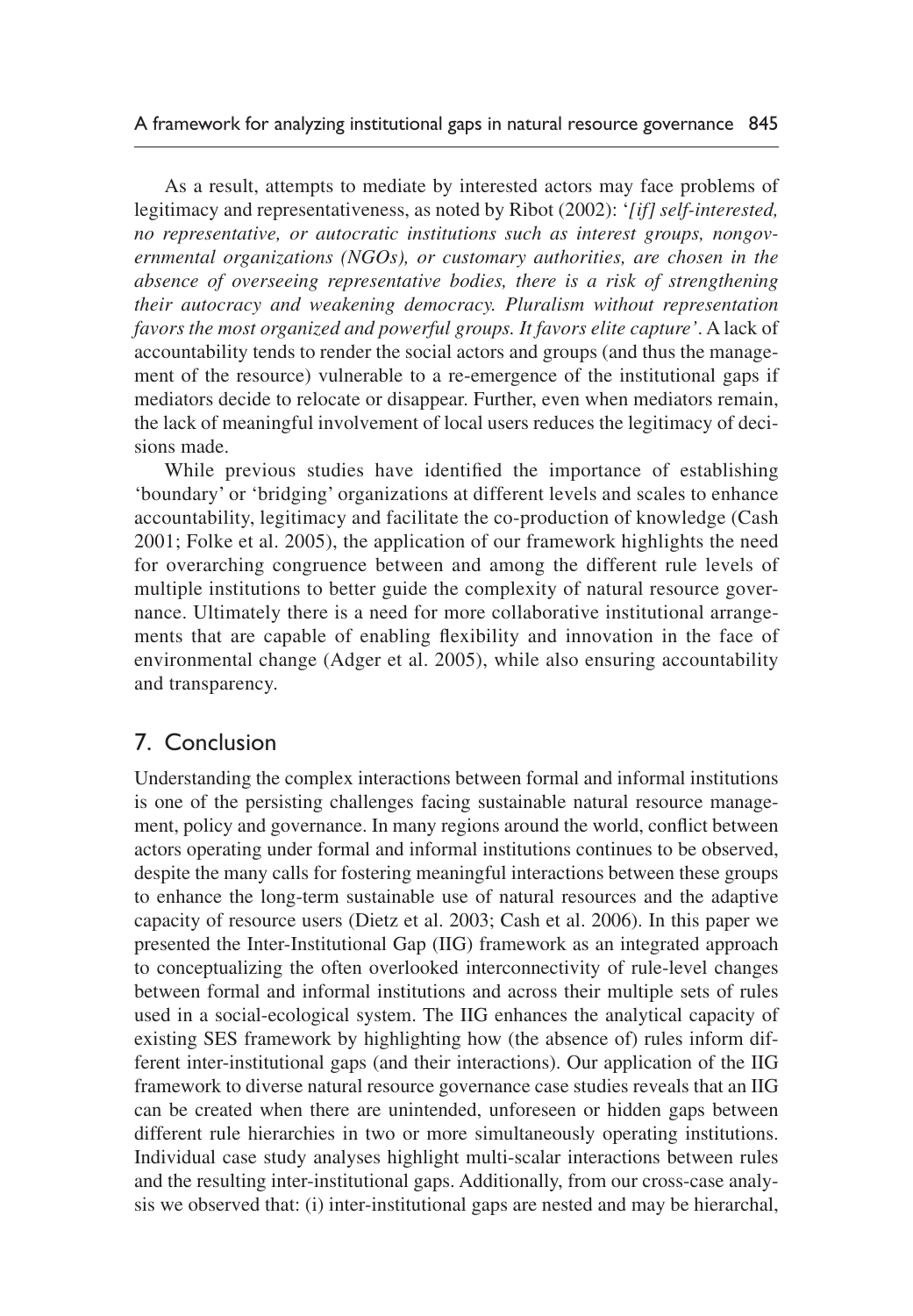As a result, attempts to mediate by interested actors may face problems of legitimacy and representativeness, as noted by Ribot (2002): '*[if] self-interested, no representative, or autocratic institutions such as interest groups, nongovernmental organizations (NGOs), or customary authorities, are chosen in the absence of overseeing representative bodies, there is a risk of strengthening their autocracy and weakening democracy. Pluralism without representation favors the most organized and powerful groups. It favors elite capture*'. A lack of accountability tends to render the social actors and groups (and thus the management of the resource) vulnerable to a re-emergence of the institutional gaps if mediators decide to relocate or disappear. Further, even when mediators remain, the lack of meaningful involvement of local users reduces the legitimacy of decisions made.

While previous studies have identified the importance of establishing 'boundary' or 'bridging' organizations at different levels and scales to enhance accountability, legitimacy and facilitate the co-production of knowledge (Cash 2001; Folke et al. 2005), the application of our framework highlights the need for overarching congruence between and among the different rule levels of multiple institutions to better guide the complexity of natural resource governance. Ultimately there is a need for more collaborative institutional arrangements that are capable of enabling flexibility and innovation in the face of environmental change (Adger et al. 2005), while also ensuring accountability and transparency.

## 7. Conclusion

Understanding the complex interactions between formal and informal institutions is one of the persisting challenges facing sustainable natural resource management, policy and governance. In many regions around the world, conflict between actors operating under formal and informal institutions continues to be observed, despite the many calls for fostering meaningful interactions between these groups to enhance the long-term sustainable use of natural resources and the adaptive capacity of resource users (Dietz et al. 2003; Cash et al. 2006). In this paper we presented the Inter-Institutional Gap (IIG) framework as an integrated approach to conceptualizing the often overlooked interconnectivity of rule-level changes between formal and informal institutions and across their multiple sets of rules used in a social-ecological system. The IIG enhances the analytical capacity of existing SES framework by highlighting how (the absence of) rules inform different inter-institutional gaps (and their interactions). Our application of the IIG framework to diverse natural resource governance case studies reveals that an IIG can be created when there are unintended, unforeseen or hidden gaps between different rule hierarchies in two or more simultaneously operating institutions. Individual case study analyses highlight multi-scalar interactions between rules and the resulting inter-institutional gaps. Additionally, from our cross-case analysis we observed that: (i) inter-institutional gaps are nested and may be hierarchal,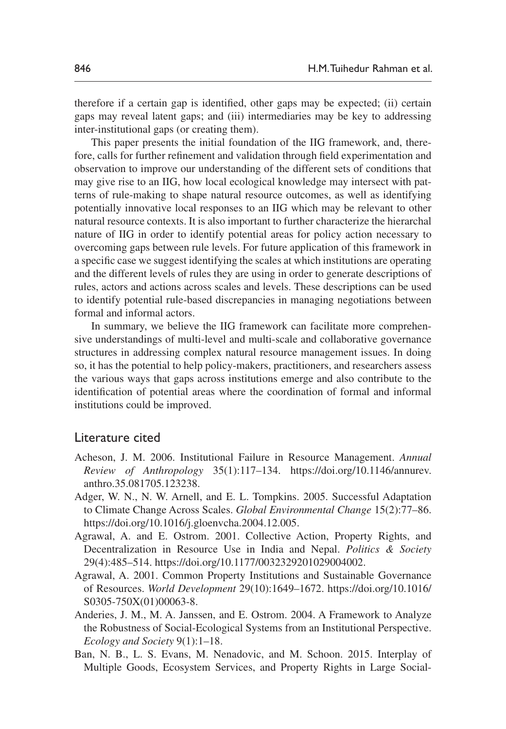therefore if a certain gap is identified, other gaps may be expected; (ii) certain gaps may reveal latent gaps; and (iii) intermediaries may be key to addressing inter-institutional gaps (or creating them).

This paper presents the initial foundation of the IIG framework, and, therefore, calls for further refinement and validation through field experimentation and observation to improve our understanding of the different sets of conditions that may give rise to an IIG, how local ecological knowledge may intersect with patterns of rule-making to shape natural resource outcomes, as well as identifying potentially innovative local responses to an IIG which may be relevant to other natural resource contexts. It is also important to further characterize the hierarchal nature of IIG in order to identify potential areas for policy action necessary to overcoming gaps between rule levels. For future application of this framework in a specific case we suggest identifying the scales at which institutions are operating and the different levels of rules they are using in order to generate descriptions of rules, actors and actions across scales and levels. These descriptions can be used to identify potential rule-based discrepancies in managing negotiations between formal and informal actors.

In summary, we believe the IIG framework can facilitate more comprehensive understandings of multi-level and multi-scale and collaborative governance structures in addressing complex natural resource management issues. In doing so, it has the potential to help policy-makers, practitioners, and researchers assess the various ways that gaps across institutions emerge and also contribute to the identification of potential areas where the coordination of formal and informal institutions could be improved.

## Literature cited

Acheson, J. M. 2006. Institutional Failure in Resource Management. *Annual Review of Anthropology* 35(1):117–134. https://doi.org/10.1146/annurev.anthro.35.081705.123238.

Adger, W. N., N. W. Arnell, and E. L. Tompkins. 2005. Successful Adaptation to Climate Change Across Scales. *Global Environmental Change* 15(2):77–86. https://doi.org/10.1016/j.gloenvcha.2004.12.005.

Agrawal, A. and E. Ostrom. 2001. Collective Action, Property Rights, and Decentralization in Resource Use in India and Nepal. *Politics & Society* 29(4):485–514. https://doi.org/10.1177/0032329201029004002.

Agrawal, A. 2001. Common Property Institutions and Sustainable Governance of Resources. *World Development* 29(10):1649–1672. https://doi.org/10.1016/S0305-750X(01)00063-8.

Anderies, J. M., M. A. Janssen, and E. Ostrom. 2004. A Framework to Analyze the Robustness of Social-Ecological Systems from an Institutional Perspective. *Ecology and Society* 9(1):1–18.

Ban, N. B., L. S. Evans, M. Nenadovic, and M. Schoon. 2015. Interplay of Multiple Goods, Ecosystem Services, and Property Rights in Large Social-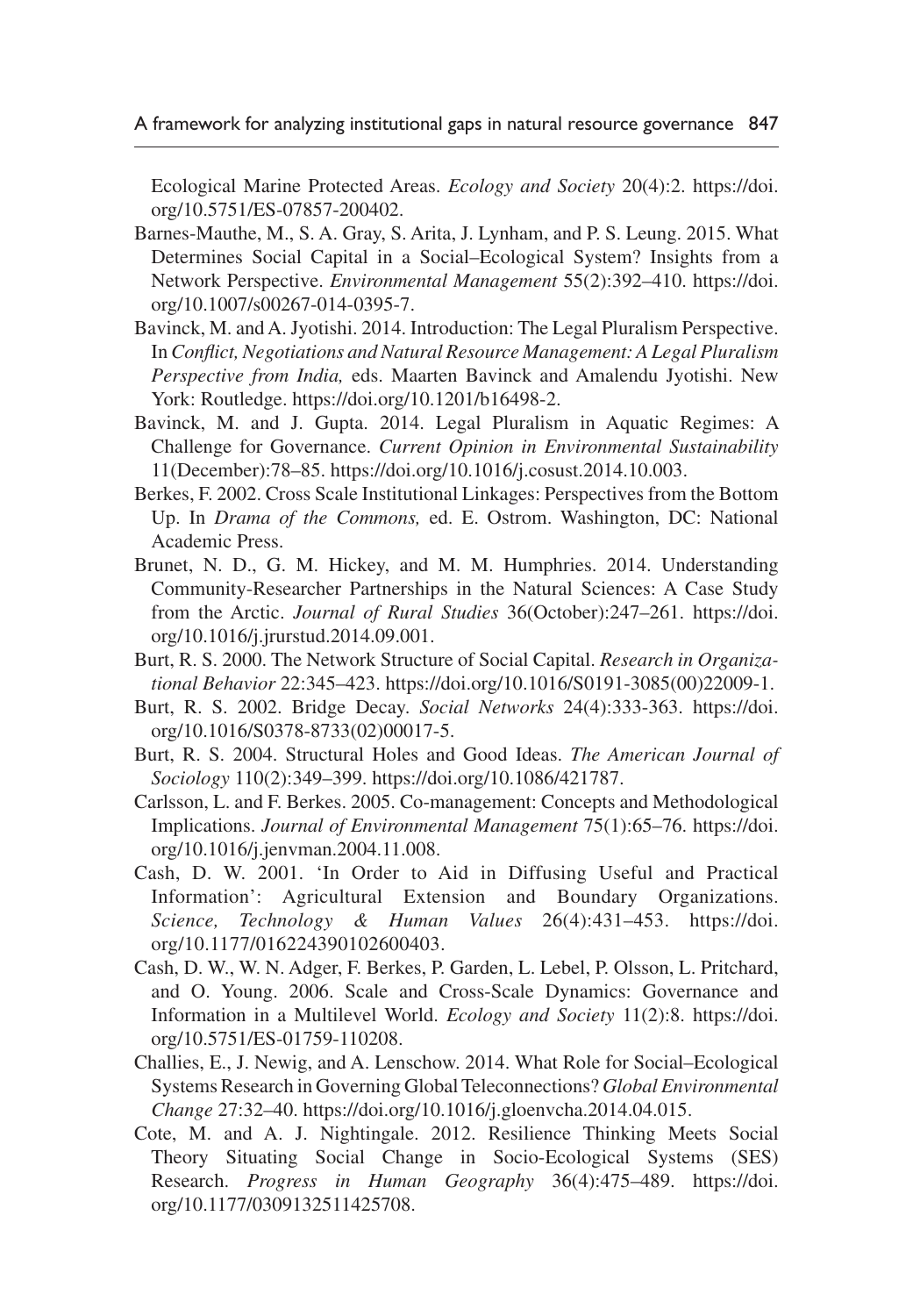Ecological Marine Protected Areas. *Ecology and Society* 20(4):2. https://doi.org/10.5751/ES-07857-200402.

Barnes-Mauthe, M., S. A. Gray, S. Arita, J. Lynham, and P. S. Leung. 2015. What Determines Social Capital in a Social–Ecological System? Insights from a Network Perspective. *Environmental Management* 55(2):392–410. https://doi.org/10.1007/s00267-014-0395-7.

Bavinck, M. and A. Jyotishi. 2014. Introduction: The Legal Pluralism Perspective. In *Conflict, Negotiations and Natural Resource Management: A Legal Pluralism Perspective from India,* eds. Maarten Bavinck and Amalendu Jyotishi. New York: Routledge. https://doi.org/10.1201/b16498-2.

Bavinck, M. and J. Gupta. 2014. Legal Pluralism in Aquatic Regimes: A Challenge for Governance. *Current Opinion in Environmental Sustainability* 11(December):78–85. https://doi.org/10.1016/j.cosust.2014.10.003.

Berkes, F. 2002. Cross Scale Institutional Linkages: Perspectives from the Bottom Up. In *Drama of the Commons,* ed. E. Ostrom. Washington, DC: National Academic Press.

Brunet, N. D., G. M. Hickey, and M. M. Humphries. 2014. Understanding Community-Researcher Partnerships in the Natural Sciences: A Case Study from the Arctic. *Journal of Rural Studies* 36(October):247–261. https://doi.org/10.1016/j.jrurstud.2014.09.001.

Burt, R. S. 2000. The Network Structure of Social Capital. *Research in Organizational Behavior* 22:345–423. https://doi.org/10.1016/S0191-3085(00)22009-1.

Burt, R. S. 2002. Bridge Decay. *Social Networks* 24(4):333-363. https://doi.org/10.1016/S0378-8733(02)00017-5.

Burt, R. S. 2004. Structural Holes and Good Ideas. *The American Journal of Sociology* 110(2):349–399. https://doi.org/10.1086/421787.

Carlsson, L. and F. Berkes. 2005. Co-management: Concepts and Methodological Implications. *Journal of Environmental Management* 75(1):65–76. https://doi.org/10.1016/j.jenvman.2004.11.008.

Cash, D. W. 2001. 'In Order to Aid in Diffusing Useful and Practical Information': Agricultural Extension and Boundary Organizations. *Science, Technology & Human Values* 26(4):431–453. https://doi.org/10.1177/016224390102600403.

Cash, D. W., W. N. Adger, F. Berkes, P. Garden, L. Lebel, P. Olsson, L. Pritchard, and O. Young. 2006. Scale and Cross-Scale Dynamics: Governance and Information in a Multilevel World. *Ecology and Society* 11(2):8. https://doi.org/10.5751/ES-01759-110208.

Challies, E., J. Newig, and A. Lenschow. 2014. What Role for Social–Ecological Systems Research in Governing Global Teleconnections? *Global Environmental Change* 27:32–40. https://doi.org/10.1016/j.gloenvcha.2014.04.015.

Cote, M. and A. J. Nightingale. 2012. Resilience Thinking Meets Social Theory Situating Social Change in Socio-Ecological Systems (SES) Research. *Progress in Human Geography* 36(4):475–489. https://doi.org/10.1177/0309132511425708.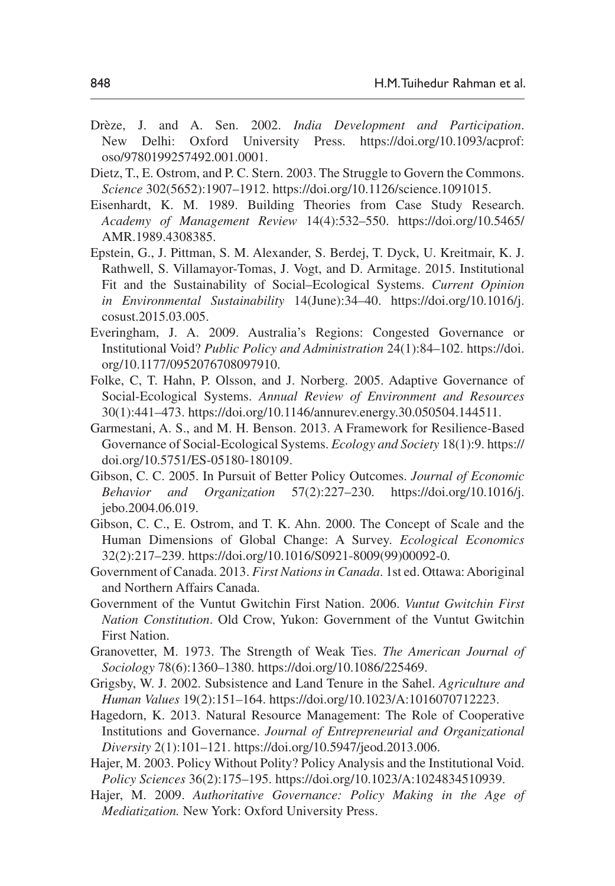Drèze, J. and A. Sen. 2002. *India Development and Participation*. New Delhi: Oxford University Press. https://doi.org/10.1093/acprof:oso/9780199257492.001.0001.

Dietz, T., E. Ostrom, and P. C. Stern. 2003. The Struggle to Govern the Commons. *Science* 302(5652):1907–1912. https://doi.org/10.1126/science.1091015.

Eisenhardt, K. M. 1989. Building Theories from Case Study Research. *Academy of Management Review* 14(4):532–550. https://doi.org/10.5465/AMR.1989.4308385.

Epstein, G., J. Pittman, S. M. Alexander, S. Berdej, T. Dyck, U. Kreitmair, K. J. Rathwell, S. Villamayor-Tomas, J. Vogt, and D. Armitage. 2015. Institutional Fit and the Sustainability of Social–Ecological Systems. *Current Opinion in Environmental Sustainability* 14(June):34–40. https://doi.org/10.1016/j.cosust.2015.03.005.

Everingham, J. A. 2009. Australia's Regions: Congested Governance or Institutional Void? *Public Policy and Administration* 24(1):84–102. https://doi.org/10.1177/0952076708097910.

Folke, C, T. Hahn, P. Olsson, and J. Norberg. 2005. Adaptive Governance of Social-Ecological Systems. *Annual Review of Environment and Resources* 30(1):441–473. https://doi.org/10.1146/annurev.energy.30.050504.144511.

Garmestani, A. S., and M. H. Benson. 2013. A Framework for Resilience-Based Governance of Social-Ecological Systems. *Ecology and Society* 18(1):9. https://doi.org/10.5751/ES-05180-180109.

Gibson, C. C. 2005. In Pursuit of Better Policy Outcomes. *Journal of Economic Behavior and Organization* 57(2):227–230. https://doi.org/10.1016/j.jebo.2004.06.019.

Gibson, C. C., E. Ostrom, and T. K. Ahn. 2000. The Concept of Scale and the Human Dimensions of Global Change: A Survey. *Ecological Economics* 32(2):217–239. https://doi.org/10.1016/S0921-8009(99)00092-0.

Government of Canada. 2013. *First Nations in Canada*. 1st ed. Ottawa: Aboriginal and Northern Affairs Canada.

Government of the Vuntut Gwitchin First Nation. 2006. *Vuntut Gwitchin First Nation Constitution*. Old Crow, Yukon: Government of the Vuntut Gwitchin First Nation.

Granovetter, M. 1973. The Strength of Weak Ties. *The American Journal of Sociology* 78(6):1360–1380. https://doi.org/10.1086/225469.

Grigsby, W. J. 2002. Subsistence and Land Tenure in the Sahel. *Agriculture and Human Values* 19(2):151–164. https://doi.org/10.1023/A:1016070712223.

Hagedorn, K. 2013. Natural Resource Management: The Role of Cooperative Institutions and Governance. *Journal of Entrepreneurial and Organizational Diversity* 2(1):101–121. https://doi.org/10.5947/jeod.2013.006.

Hajer, M. 2003. Policy Without Polity? Policy Analysis and the Institutional Void. *Policy Sciences* 36(2):175–195. https://doi.org/10.1023/A:1024834510939.

Hajer, M. 2009. *Authoritative Governance: Policy Making in the Age of Mediatization.* New York: Oxford University Press.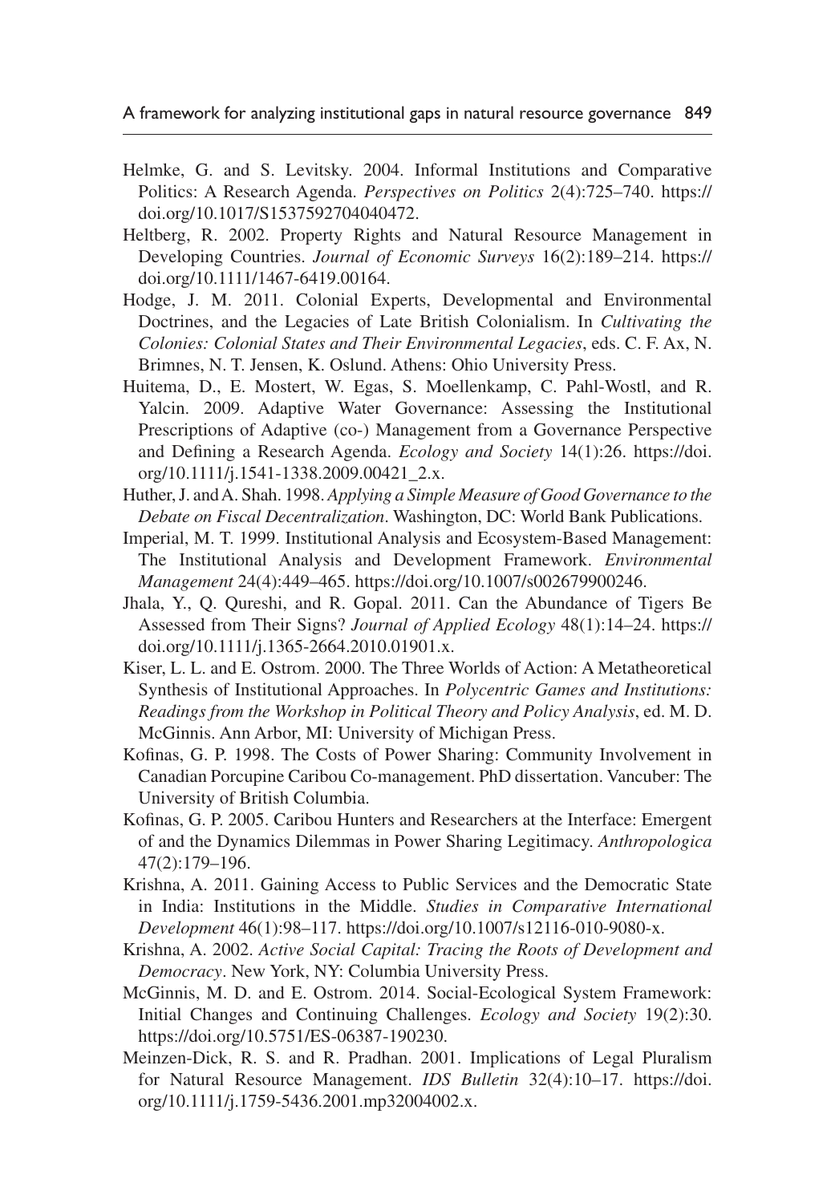Helmke, G. and S. Levitsky. 2004. Informal Institutions and Comparative Politics: A Research Agenda. *Perspectives on Politics* 2(4):725–740. https://doi.org/10.1017/S1537592704040472.

Heltberg, R. 2002. Property Rights and Natural Resource Management in Developing Countries. *Journal of Economic Surveys* 16(2):189–214. https://doi.org/10.1111/1467-6419.00164.

Hodge, J. M. 2011. Colonial Experts, Developmental and Environmental Doctrines, and the Legacies of Late British Colonialism. In *Cultivating the Colonies: Colonial States and Their Environmental Legacies*, eds. C. F. Ax, N. Brimnes, N. T. Jensen, K. Oslund. Athens: Ohio University Press.

Huitema, D., E. Mostert, W. Egas, S. Moellenkamp, C. Pahl-Wostl, and R. Yalcin. 2009. Adaptive Water Governance: Assessing the Institutional Prescriptions of Adaptive (co-) Management from a Governance Perspective and Defining a Research Agenda. *Ecology and Society* 14(1):26. https://doi.org/10.1111/j.1541-1338.2009.00421_2.x.

Huther, J. and A. Shah. 1998. *Applying a Simple Measure of Good Governance to the Debate on Fiscal Decentralization*. Washington, DC: World Bank Publications.

Imperial, M. T. 1999. Institutional Analysis and Ecosystem-Based Management: The Institutional Analysis and Development Framework. *Environmental Management* 24(4):449–465. https://doi.org/10.1007/s002679900246.

Jhala, Y., Q. Qureshi, and R. Gopal. 2011. Can the Abundance of Tigers Be Assessed from Their Signs? *Journal of Applied Ecology* 48(1):14–24. https://doi.org/10.1111/j.1365-2664.2010.01901.x.

Kiser, L. L. and E. Ostrom. 2000. The Three Worlds of Action: A Metatheoretical Synthesis of Institutional Approaches. In *Polycentric Games and Institutions: Readings from the Workshop in Political Theory and Policy Analysis*, ed. M. D. McGinnis. Ann Arbor, MI: University of Michigan Press.

Kofinas, G. P. 1998. The Costs of Power Sharing: Community Involvement in Canadian Porcupine Caribou Co-management. PhD dissertation. Vancuber: The University of British Columbia.

Kofinas, G. P. 2005. Caribou Hunters and Researchers at the Interface: Emergent of and the Dynamics Dilemmas in Power Sharing Legitimacy. *Anthropologica* 47(2):179–196.

Krishna, A. 2011. Gaining Access to Public Services and the Democratic State in India: Institutions in the Middle. *Studies in Comparative International Development* 46(1):98–117. https://doi.org/10.1007/s12116-010-9080-x.

Krishna, A. 2002. *Active Social Capital: Tracing the Roots of Development and Democracy*. New York, NY: Columbia University Press.

McGinnis, M. D. and E. Ostrom. 2014. Social-Ecological System Framework: Initial Changes and Continuing Challenges. *Ecology and Society* 19(2):30. https://doi.org/10.5751/ES-06387-190230.

Meinzen-Dick, R. S. and R. Pradhan. 2001. Implications of Legal Pluralism for Natural Resource Management. *IDS Bulletin* 32(4):10–17. https://doi.org/10.1111/j.1759-5436.2001.mp32004002.x.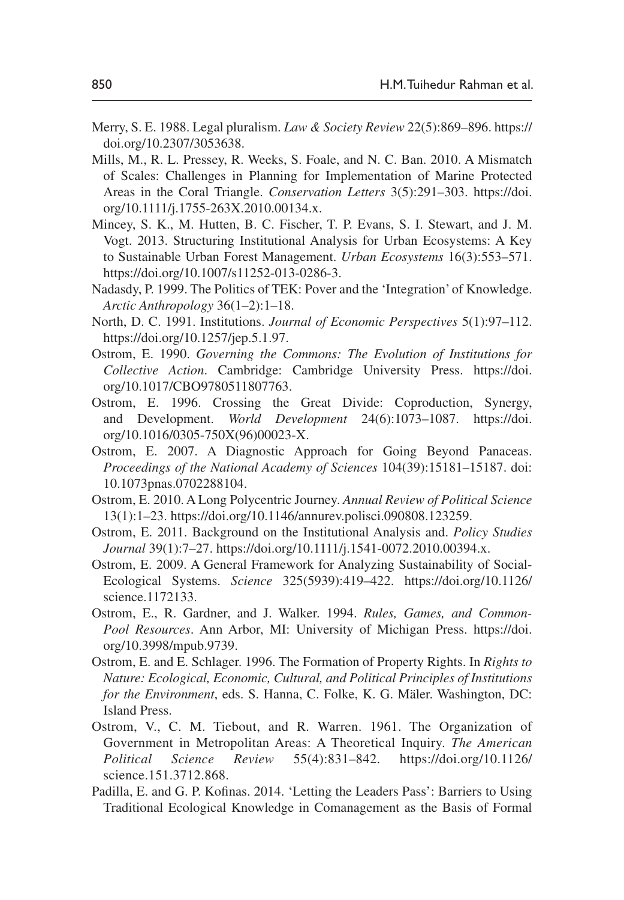Merry, S. E. 1988. Legal pluralism. *Law & Society Review* 22(5):869–896. https://doi.org/10.2307/3053638.

Mills, M., R. L. Pressey, R. Weeks, S. Foale, and N. C. Ban. 2010. A Mismatch of Scales: Challenges in Planning for Implementation of Marine Protected Areas in the Coral Triangle. *Conservation Letters* 3(5):291–303. https://doi.org/10.1111/j.1755-263X.2010.00134.x.

Mincey, S. K., M. Hutten, B. C. Fischer, T. P. Evans, S. I. Stewart, and J. M. Vogt. 2013. Structuring Institutional Analysis for Urban Ecosystems: A Key to Sustainable Urban Forest Management. *Urban Ecosystems* 16(3):553–571. https://doi.org/10.1007/s11252-013-0286-3.

Nadasdy, P. 1999. The Politics of TEK: Pover and the 'Integration' of Knowledge. *Arctic Anthropology* 36(1–2):1–18.

North, D. C. 1991. Institutions. *Journal of Economic Perspectives* 5(1):97–112. https://doi.org/10.1257/jep.5.1.97.

Ostrom, E. 1990. *Governing the Commons: The Evolution of Institutions for Collective Action*. Cambridge: Cambridge University Press. https://doi.org/10.1017/CBO9780511807763.

Ostrom, E. 1996. Crossing the Great Divide: Coproduction, Synergy, and Development. *World Development* 24(6):1073–1087. https://doi.org/10.1016/0305-750X(96)00023-X.

Ostrom, E. 2007. A Diagnostic Approach for Going Beyond Panaceas. *Proceedings of the National Academy of Sciences* 104(39):15181–15187. doi: 10.1073pnas.0702288104.

Ostrom, E. 2010. A Long Polycentric Journey. *Annual Review of Political Science* 13(1):1–23. https://doi.org/10.1146/annurev.polisci.090808.123259.

Ostrom, E. 2011. Background on the Institutional Analysis and. *Policy Studies Journal* 39(1):7–27. https://doi.org/10.1111/j.1541-0072.2010.00394.x.

Ostrom, E. 2009. A General Framework for Analyzing Sustainability of Social-Ecological Systems. *Science* 325(5939):419–422. https://doi.org/10.1126/science.1172133.

Ostrom, E., R. Gardner, and J. Walker. 1994. *Rules, Games, and Common-Pool Resources*. Ann Arbor, MI: University of Michigan Press. https://doi.org/10.3998/mpub.9739.

Ostrom, E. and E. Schlager. 1996. The Formation of Property Rights. In *Rights to Nature: Ecological, Economic, Cultural, and Political Principles of Institutions for the Environment*, eds. S. Hanna, C. Folke, K. G. Mäler. Washington, DC: Island Press.

Ostrom, V., C. M. Tiebout, and R. Warren. 1961. The Organization of Government in Metropolitan Areas: A Theoretical Inquiry. *The American Political Science Review* 55(4):831–842. https://doi.org/10.1126/science.151.3712.868.

Padilla, E. and G. P. Kofinas. 2014. 'Letting the Leaders Pass': Barriers to Using Traditional Ecological Knowledge in Comanagement as the Basis of Formal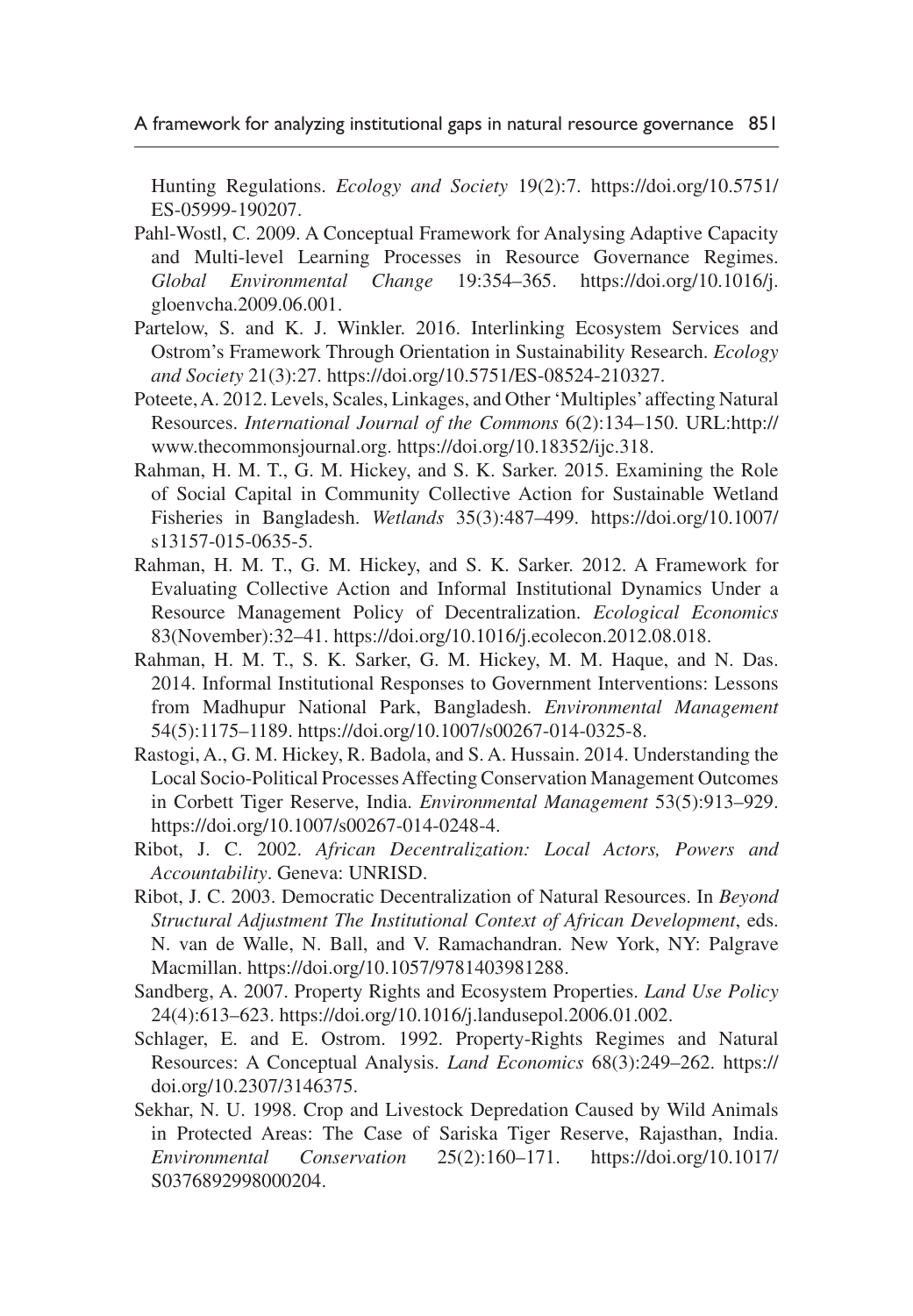Hunting Regulations. *Ecology and Society* 19(2):7. https://doi.org/10.5751/ES-05999-190207.

Pahl-Wostl, C. 2009. A Conceptual Framework for Analysing Adaptive Capacity and Multi-level Learning Processes in Resource Governance Regimes. *Global Environmental Change* 19:354–365. https://doi.org/10.1016/j.gloenvcha.2009.06.001.

Partelow, S. and K. J. Winkler. 2016. Interlinking Ecosystem Services and Ostrom's Framework Through Orientation in Sustainability Research. *Ecology and Society* 21(3):27. https://doi.org/10.5751/ES-08524-210327.

Poteete, A. 2012. Levels, Scales, Linkages, and Other 'Multiples' affecting Natural Resources. *International Journal of the Commons* 6(2):134–150. URL:http://www.thecommonsjournal.org. https://doi.org/10.18352/ijc.318.

Rahman, H. M. T., G. M. Hickey, and S. K. Sarker. 2015. Examining the Role of Social Capital in Community Collective Action for Sustainable Wetland Fisheries in Bangladesh. *Wetlands* 35(3):487–499. https://doi.org/10.1007/s13157-015-0635-5.

Rahman, H. M. T., G. M. Hickey, and S. K. Sarker. 2012. A Framework for Evaluating Collective Action and Informal Institutional Dynamics Under a Resource Management Policy of Decentralization. *Ecological Economics* 83(November):32–41. https://doi.org/10.1016/j.ecolecon.2012.08.018.

Rahman, H. M. T., S. K. Sarker, G. M. Hickey, M. M. Haque, and N. Das. 2014. Informal Institutional Responses to Government Interventions: Lessons from Madhupur National Park, Bangladesh. *Environmental Management* 54(5):1175–1189. https://doi.org/10.1007/s00267-014-0325-8.

Rastogi, A., G. M. Hickey, R. Badola, and S. A. Hussain. 2014. Understanding the Local Socio-Political Processes Affecting Conservation Management Outcomes in Corbett Tiger Reserve, India. *Environmental Management* 53(5):913–929. https://doi.org/10.1007/s00267-014-0248-4.

Ribot, J. C. 2002. *African Decentralization: Local Actors, Powers and Accountability*. Geneva: UNRISD.

Ribot, J. C. 2003. Democratic Decentralization of Natural Resources. In *Beyond Structural Adjustment The Institutional Context of African Development*, eds. N. van de Walle, N. Ball, and V. Ramachandran. New York, NY: Palgrave Macmillan. https://doi.org/10.1057/9781403981288.

Sandberg, A. 2007. Property Rights and Ecosystem Properties. *Land Use Policy* 24(4):613–623. https://doi.org/10.1016/j.landusepol.2006.01.002.

Schlager, E. and E. Ostrom. 1992. Property-Rights Regimes and Natural Resources: A Conceptual Analysis. *Land Economics* 68(3):249–262. https://doi.org/10.2307/3146375.

Sekhar, N. U. 1998. Crop and Livestock Depredation Caused by Wild Animals in Protected Areas: The Case of Sariska Tiger Reserve, Rajasthan, India. *Environmental Conservation* 25(2):160–171. https://doi.org/10.1017/S0376892998000204.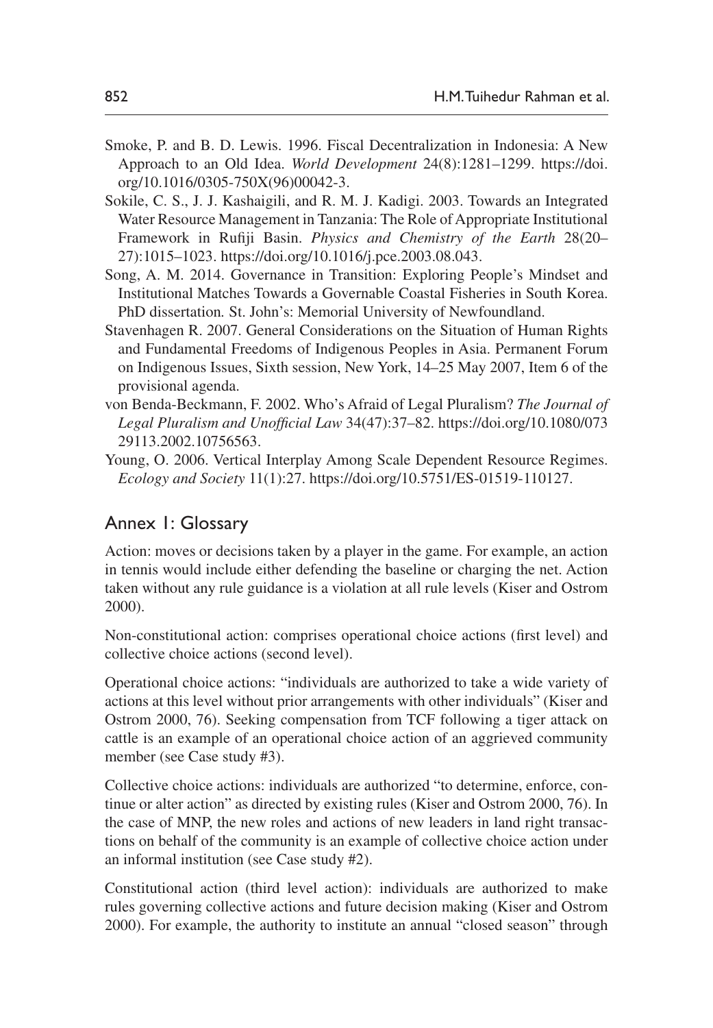Smoke, P. and B. D. Lewis. 1996. Fiscal Decentralization in Indonesia: A New Approach to an Old Idea. *World Development* 24(8):1281–1299. https://doi.org/10.1016/0305-750X(96)00042-3.

Sokile, C. S., J. J. Kashaigili, and R. M. J. Kadigi. 2003. Towards an Integrated Water Resource Management in Tanzania: The Role of Appropriate Institutional Framework in Rufiji Basin. *Physics and Chemistry of the Earth* 28(20–27):1015–1023. https://doi.org/10.1016/j.pce.2003.08.043.

Song, A. M. 2014. Governance in Transition: Exploring People's Mindset and Institutional Matches Towards a Governable Coastal Fisheries in South Korea. PhD dissertation*.* St. John's: Memorial University of Newfoundland.

Stavenhagen R. 2007. General Considerations on the Situation of Human Rights and Fundamental Freedoms of Indigenous Peoples in Asia. Permanent Forum on Indigenous Issues, Sixth session, New York, 14–25 May 2007, Item 6 of the provisional agenda.

von Benda-Beckmann, F. 2002. Who's Afraid of Legal Pluralism? *The Journal of Legal Pluralism and Unofficial Law* 34(47):37–82. https://doi.org/10.1080/07329113.2002.10756563.

Young, O. 2006. Vertical Interplay Among Scale Dependent Resource Regimes. *Ecology and Society* 11(1):27. https://doi.org/10.5751/ES-01519-110127.

## Annex 1: Glossary

Action: moves or decisions taken by a player in the game. For example, an action in tennis would include either defending the baseline or charging the net. Action taken without any rule guidance is a violation at all rule levels (Kiser and Ostrom 2000).

Non-constitutional action: comprises operational choice actions (first level) and collective choice actions (second level).

Operational choice actions: "individuals are authorized to take a wide variety of actions at this level without prior arrangements with other individuals" (Kiser and Ostrom 2000, 76). Seeking compensation from TCF following a tiger attack on cattle is an example of an operational choice action of an aggrieved community member (see Case study #3).

Collective choice actions: individuals are authorized "to determine, enforce, continue or alter action" as directed by existing rules (Kiser and Ostrom 2000, 76). In the case of MNP, the new roles and actions of new leaders in land right transactions on behalf of the community is an example of collective choice action under an informal institution (see Case study #2).

Constitutional action (third level action): individuals are authorized to make rules governing collective actions and future decision making (Kiser and Ostrom 2000). For example, the authority to institute an annual "closed season" through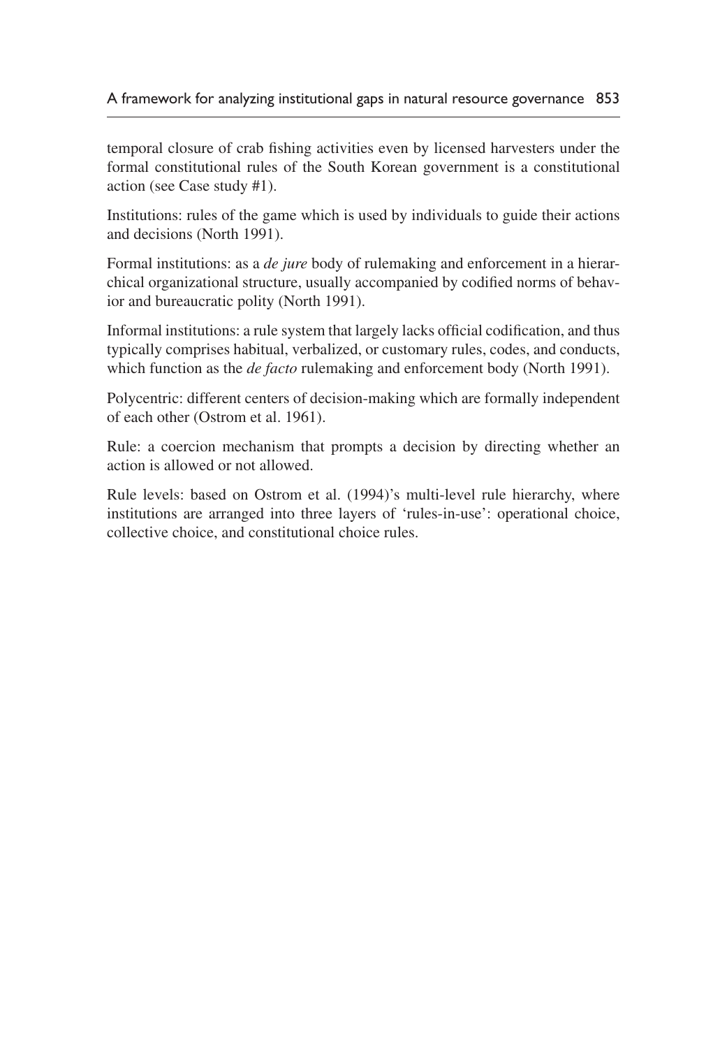temporal closure of crab fishing activities even by licensed harvesters under the formal constitutional rules of the South Korean government is a constitutional action (see Case study #1).

Institutions: rules of the game which is used by individuals to guide their actions and decisions (North 1991).

Formal institutions: as a *de jure* body of rulemaking and enforcement in a hierarchical organizational structure, usually accompanied by codified norms of behavior and bureaucratic polity (North 1991).

Informal institutions: a rule system that largely lacks official codification, and thus typically comprises habitual, verbalized, or customary rules, codes, and conducts, which function as the *de facto* rulemaking and enforcement body (North 1991).

Polycentric: different centers of decision-making which are formally independent of each other (Ostrom et al. 1961).

Rule: a coercion mechanism that prompts a decision by directing whether an action is allowed or not allowed.

Rule levels: based on Ostrom et al. (1994)'s multi-level rule hierarchy, where institutions are arranged into three layers of 'rules-in-use': operational choice, collective choice, and constitutional choice rules.